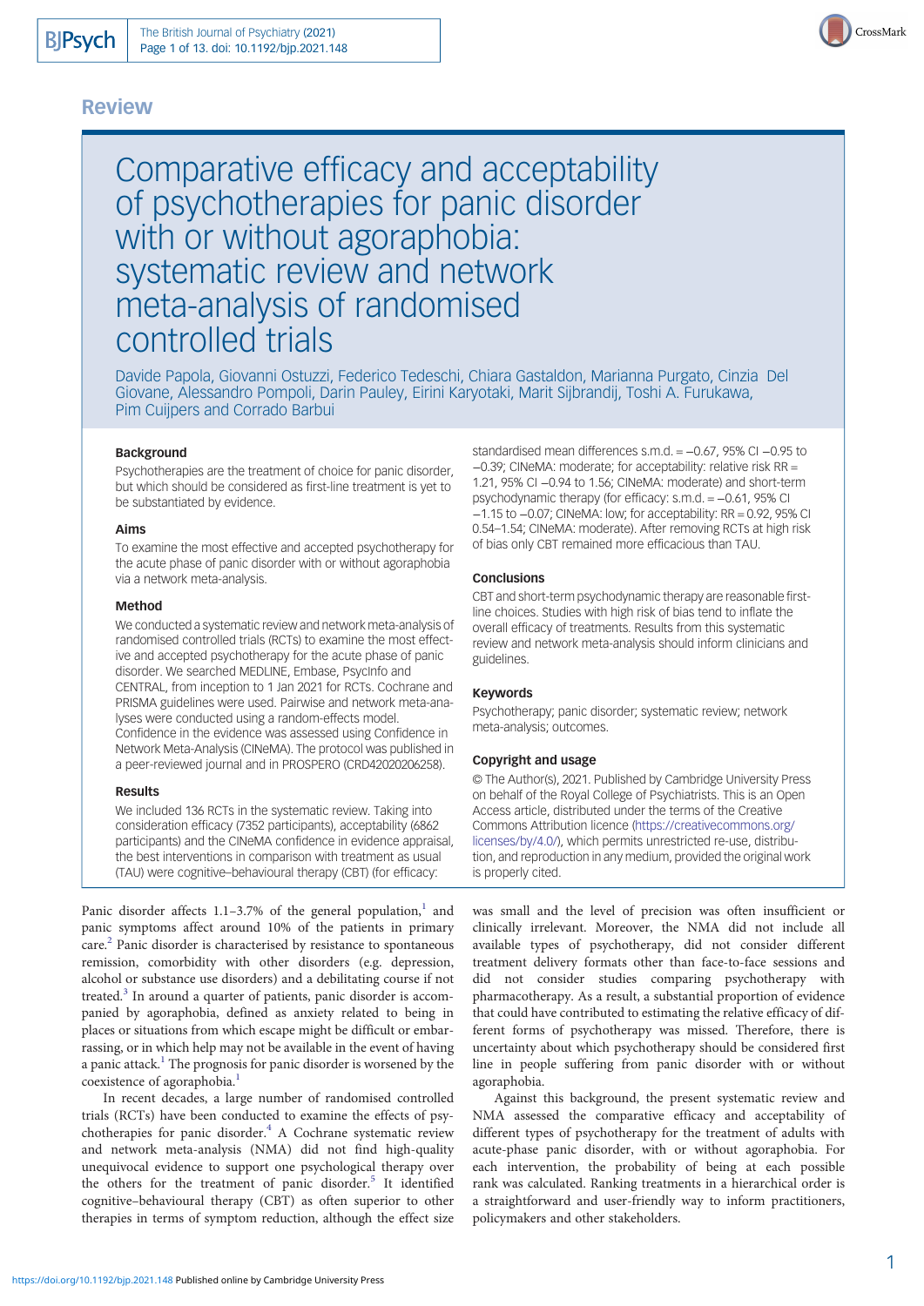Review

# Comparative efficacy and acceptability of psychotherapies for panic disorder with or without agoraphobia: systematic review and network meta-analysis of randomised controlled trials

Davide Papola, Giovanni Ostuzzi, Federico Tedeschi, Chiara Gastaldon, Marianna Purgato, Cinzia Del Giovane, Alessandro Pompoli, Darin Pauley, Eirini Karyotaki, Marit Sijbrandij, Toshi A. Furukawa, Pim Cuijpers and Corrado Barbui

### Background

Psychotherapies are the treatment of choice for panic disorder, but which should be considered as first-line treatment is yet to be substantiated by evidence.

### Aims

To examine the most effective and accepted psychotherapy for the acute phase of panic disorder with or without agoraphobia via a network meta-analysis.

### Method

We conducted a systematic review and network meta-analysis of randomised controlled trials (RCTs) to examine the most effective and accepted psychotherapy for the acute phase of panic disorder. We searched MEDLINE, Embase, PsycInfo and CENTRAL, from inception to 1 Jan 2021 for RCTs. Cochrane and PRISMA guidelines were used. Pairwise and network meta-analyses were conducted using a random-effects model. Confidence in the evidence was assessed using Confidence in Network Meta-Analysis (CINeMA). The protocol was published in a peer-reviewed journal and in PROSPERO (CRD42020206258).

### Results

We included 136 RCTs in the systematic review. Taking into consideration efficacy (7352 participants), acceptability (6862 participants) and the CINeMA confidence in evidence appraisal, the best interventions in comparison with treatment as usual (TAU) were cognitive–behavioural therapy (CBT) (for efficacy: standardised mean differences s.m.d. = −0.67, 95% CI −0.95 to −0.39; CINeMA: moderate; for acceptability: relative risk RR = 1.21, 95% CI −0.94 to 1.56; CINeMA: moderate) and short-term psychodynamic therapy (for efficacy: s.m.d. = −0.61, 95% CI −1.15 to −0.07; CINeMA: low; for acceptability: RR = 0.92, 95% CI 0.54–1.54; CINeMA: moderate). After removing RCTs at high risk of bias only CBT remained more efficacious than TAU.

### Conclusions

CBT and short-term psychodynamic therapy are reasonable first-line choices. Studies with high risk of bias tend to inflate the overall efficacy of treatments. Results from this systematic review and network meta-analysis should inform clinicians and guidelines.

### Keywords

Psychotherapy; panic disorder; systematic review; network meta-analysis; outcomes.

### Copyright and usage

© The Author(s), 2021. Published by Cambridge University Press on behalf of the Royal College of Psychiatrists. This is an Open Access article, distributed under the terms of the Creative Commons Attribution licence (https://creativecommons.org/licenses/by/4.0/), which permits unrestricted re-use, distribution, and reproduction in any medium, provided the original work is properly cited.

Panic disorder affects 1.1–3.7% of the general population,[1] and panic symptoms affect around 10% of the patients in primary care.[2] Panic disorder is characterised by resistance to spontaneous remission, comorbidity with other disorders (e.g. depression, alcohol or substance use disorders) and a debilitating course if not treated.[3] In around a quarter of patients, panic disorder is accompanied by agoraphobia, defined as anxiety related to being in places or situations from which escape might be difficult or embarrassing, or in which help may not be available in the event of having a panic attack.[1] The prognosis for panic disorder is worsened by the coexistence of agoraphobia.[1]

In recent decades, a large number of randomised controlled trials (RCTs) have been conducted to examine the effects of psychotherapies for panic disorder.[4] A Cochrane systematic review and network meta-analysis (NMA) did not find high-quality unequivocal evidence to support one psychological therapy over the others for the treatment of panic disorder.[5] It identified cognitive–behavioural therapy (CBT) as often superior to other therapies in terms of symptom reduction, although the effect size was small and the level of precision was often insufficient or clinically irrelevant. Moreover, the NMA did not include all available types of psychotherapy, did not consider different treatment delivery formats other than face-to-face sessions and did not consider studies comparing psychotherapy with pharmacotherapy. As a result, a substantial proportion of evidence that could have contributed to estimating the relative efficacy of different forms of psychotherapy was missed. Therefore, there is uncertainty about which psychotherapy should be considered first line in people suffering from panic disorder with or without agoraphobia.

Against this background, the present systematic review and NMA assessed the comparative efficacy and acceptability of different types of psychotherapy for the treatment of adults with acute-phase panic disorder, with or without agoraphobia. For each intervention, the probability of being at each possible rank was calculated. Ranking treatments in a hierarchical order is a straightforward and user-friendly way to inform practitioners, policymakers and other stakeholders.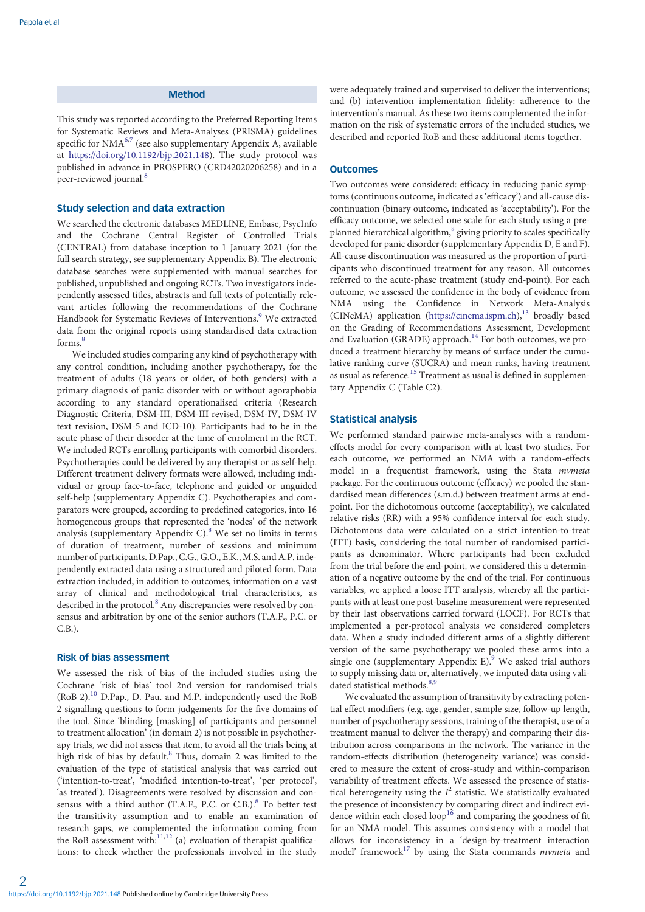## Method

This study was reported according to the Preferred Reporting Items for Systematic Reviews and Meta-Analyses (PRISMA) guidelines specific for NMA[6,7] (see also supplementary Appendix A, available at https://doi.org/10.1192/bjp.2021.148). The study protocol was published in advance in PROSPERO (CRD42020206258) and in a peer-reviewed journal.[8]

### Study selection and data extraction

We searched the electronic databases MEDLINE, Embase, PsycInfo and the Cochrane Central Register of Controlled Trials (CENTRAL) from database inception to 1 January 2021 (for the full search strategy, see supplementary Appendix B). The electronic database searches were supplemented with manual searches for published, unpublished and ongoing RCTs. Two investigators independently assessed titles, abstracts and full texts of potentially relevant articles following the recommendations of the Cochrane Handbook for Systematic Reviews of Interventions.[9] We extracted data from the original reports using standardised data extraction forms.[8]

We included studies comparing any kind of psychotherapy with any control condition, including another psychotherapy, for the treatment of adults (18 years or older, of both genders) with a primary diagnosis of panic disorder with or without agoraphobia according to any standard operationalised criteria (Research Diagnostic Criteria, DSM-III, DSM-III revised, DSM-IV, DSM-IV text revision, DSM-5 and ICD-10). Participants had to be in the acute phase of their disorder at the time of enrolment in the RCT. We included RCTs enrolling participants with comorbid disorders. Psychotherapies could be delivered by any therapist or as self-help. Different treatment delivery formats were allowed, including individual or group face-to-face, telephone and guided or unguided self-help (supplementary Appendix C). Psychotherapies and comparators were grouped, according to predefined categories, into 16 homogeneous groups that represented the 'nodes' of the network analysis (supplementary Appendix C).[8] We set no limits in terms of duration of treatment, number of sessions and minimum number of participants. D.Pap., C.G., G.O., E.K., M.S. and A.P. independently extracted data using a structured and piloted form. Data extraction included, in addition to outcomes, information on a vast array of clinical and methodological trial characteristics, as described in the protocol.[8] Any discrepancies were resolved by consensus and arbitration by one of the senior authors (T.A.F., P.C. or C.B.).

### Risk of bias assessment

We assessed the risk of bias of the included studies using the Cochrane 'risk of bias' tool 2nd version for randomised trials (RoB 2).[10] D.Pap., D. Pau. and M.P. independently used the RoB 2 signalling questions to form judgements for the five domains of the tool. Since 'blinding [masking] of participants and personnel to treatment allocation' (in domain 2) is not possible in psychotherapy trials, we did not assess that item, to avoid all the trials being at high risk of bias by default.[8] Thus, domain 2 was limited to the evaluation of the type of statistical analysis that was carried out ('intention-to-treat', 'modified intention-to-treat', 'per protocol', 'as treated'). Disagreements were resolved by discussion and consensus with a third author (T.A.F., P.C. or C.B.).[8] To better test the transitivity assumption and to enable an examination of research gaps, we complemented the information coming from the RoB assessment with:[11,12] (a) evaluation of therapist qualifications: to check whether the professionals involved in the study were adequately trained and supervised to deliver the interventions; and (b) intervention implementation fidelity: adherence to the intervention's manual. As these two items complemented the information on the risk of systematic errors of the included studies, we described and reported RoB and these additional items together.

### Outcomes

Two outcomes were considered: efficacy in reducing panic symptoms (continuous outcome, indicated as 'efficacy') and all-cause discontinuation (binary outcome, indicated as 'acceptability'). For the efficacy outcome, we selected one scale for each study using a pre-planned hierarchical algorithm,[8] giving priority to scales specifically developed for panic disorder (supplementary Appendix D, E and F). All-cause discontinuation was measured as the proportion of participants who discontinued treatment for any reason. All outcomes referred to the acute-phase treatment (study end-point). For each outcome, we assessed the confidence in the body of evidence from NMA using the Confidence in Network Meta-Analysis (CINeMA) application (https://cinema.ispm.ch),[13] broadly based on the Grading of Recommendations Assessment, Development and Evaluation (GRADE) approach.[14] For both outcomes, we produced a treatment hierarchy by means of surface under the cumulative ranking curve (SUCRA) and mean ranks, having treatment as usual as reference.[15] Treatment as usual is defined in supplementary Appendix C (Table C2).

### Statistical analysis

We performed standard pairwise meta-analyses with a random-effects model for every comparison with at least two studies. For each outcome, we performed an NMA with a random-effects model in a frequentist framework, using the Stata *mvmeta* package. For the continuous outcome (efficacy) we pooled the standardised mean differences (s.m.d.) between treatment arms at end-point. For the dichotomous outcome (acceptability), we calculated relative risks (RR) with a 95% confidence interval for each study. Dichotomous data were calculated on a strict intention-to-treat (ITT) basis, considering the total number of randomised participants as denominator. Where participants had been excluded from the trial before the end-point, we considered this a determination of a negative outcome by the end of the trial. For continuous variables, we applied a loose ITT analysis, whereby all the participants with at least one post-baseline measurement were represented by their last observations carried forward (LOCF). For RCTs that implemented a per-protocol analysis we considered completers data. When a study included different arms of a slightly different version of the same psychotherapy we pooled these arms into a single one (supplementary Appendix E).[9] We asked trial authors to supply missing data or, alternatively, we imputed data using validated statistical methods.[8,9]

We evaluated the assumption of transitivity by extracting potential effect modifiers (e.g. age, gender, sample size, follow-up length, number of psychotherapy sessions, training of the therapist, use of a treatment manual to deliver the therapy) and comparing their distribution across comparisons in the network. The variance in the random-effects distribution (heterogeneity variance) was considered to measure the extent of cross-study and within-comparison variability of treatment effects. We assessed the presence of statistical heterogeneity using the $I^2$ statistic. We statistically evaluated the presence of inconsistency by comparing direct and indirect evidence within each closed loop[16] and comparing the goodness of fit for an NMA model. This assumes consistency with a model that allows for inconsistency in a 'design-by-treatment interaction model' framework[17] by using the Stata commands *mvmeta* and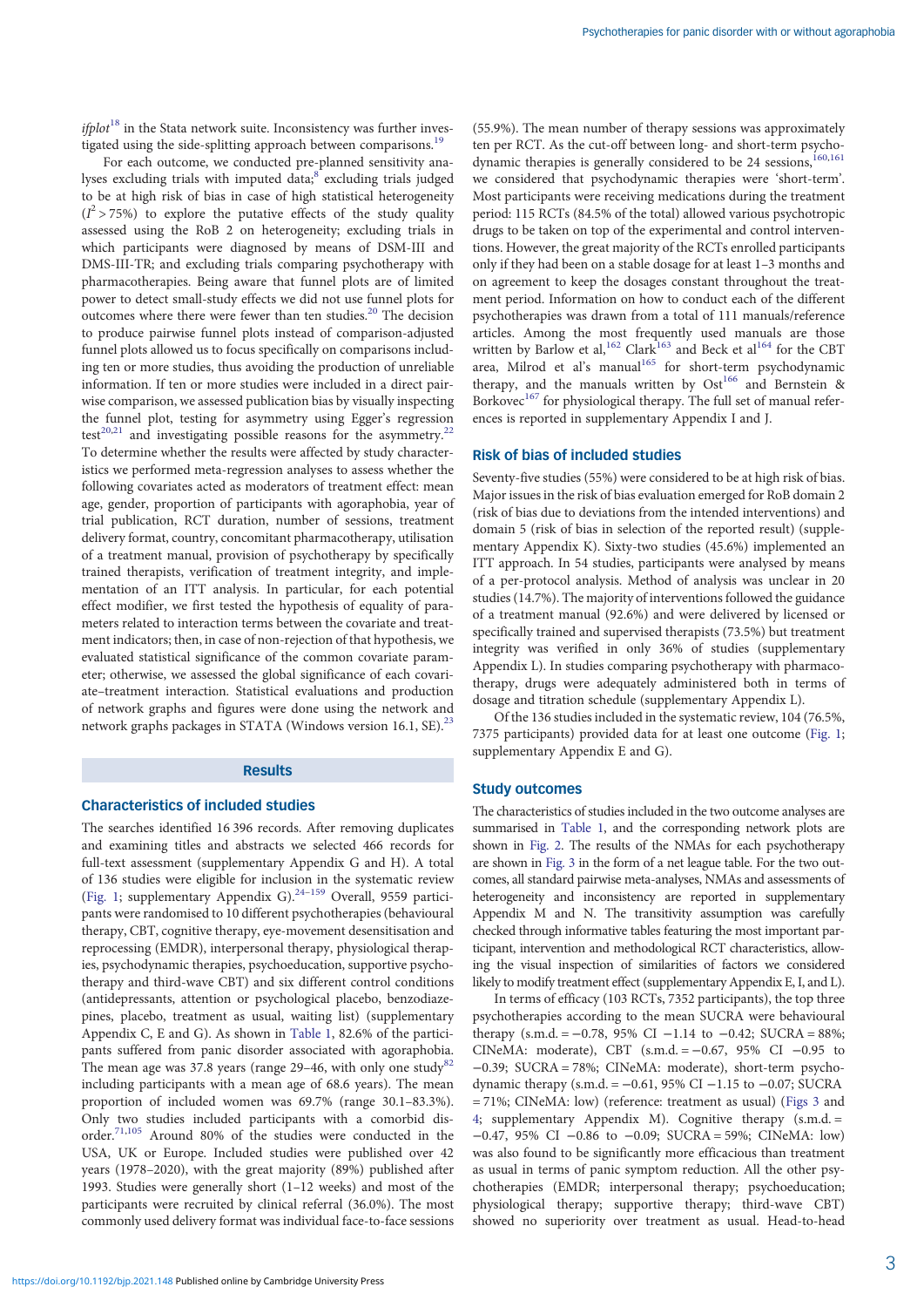*ifplot*[18] in the Stata network suite. Inconsistency was further investigated using the side-splitting approach between comparisons.[19]

For each outcome, we conducted pre-planned sensitivity analyses excluding trials with imputed data;[8] excluding trials judged to be at high risk of bias in case of high statistical heterogeneity ($I^2 > 75\%$) to explore the putative effects of the study quality assessed using the RoB 2 on heterogeneity; excluding trials in which participants were diagnosed by means of DSM-III and DMS-III-TR; and excluding trials comparing psychotherapy with pharmacotherapies. Being aware that funnel plots are of limited power to detect small-study effects we did not use funnel plots for outcomes where there were fewer than ten studies.[20] The decision to produce pairwise funnel plots instead of comparison-adjusted funnel plots allowed us to focus specifically on comparisons including ten or more studies, thus avoiding the production of unreliable information. If ten or more studies were included in a direct pairwise comparison, we assessed publication bias by visually inspecting the funnel plot, testing for asymmetry using Egger's regression test[20,21] and investigating possible reasons for the asymmetry.[22] To determine whether the results were affected by study characteristics we performed meta-regression analyses to assess whether the following covariates acted as moderators of treatment effect: mean age, gender, proportion of participants with agoraphobia, year of trial publication, RCT duration, number of sessions, treatment delivery format, country, concomitant pharmacotherapy, utilisation of a treatment manual, provision of psychotherapy by specifically trained therapists, verification of treatment integrity, and implementation of an ITT analysis. In particular, for each potential effect modifier, we first tested the hypothesis of equality of parameters related to interaction terms between the covariate and treatment indicators; then, in case of non-rejection of that hypothesis, we evaluated statistical significance of the common covariate parameter; otherwise, we assessed the global significance of each covariate–treatment interaction. Statistical evaluations and production of network graphs and figures were done using the network and network graphs packages in STATA (Windows version 16.1, SE).[23]

## Results

### Characteristics of included studies

The searches identified 16 396 records. After removing duplicates and examining titles and abstracts we selected 466 records for full-text assessment (supplementary Appendix G and H). A total of 136 studies were eligible for inclusion in the systematic review (Fig. 1; supplementary Appendix G).[24–159] Overall, 9559 participants were randomised to 10 different psychotherapies (behavioural therapy, CBT, cognitive therapy, eye-movement desensitisation and reprocessing (EMDR), interpersonal therapy, physiological therapies, psychodynamic therapies, psychoeducation, supportive psychotherapy and third-wave CBT) and six different control conditions (antidepressants, attention or psychological placebo, benzodiazepines, placebo, treatment as usual, waiting list) (supplementary Appendix C, E and G). As shown in Table 1, 82.6% of the participants suffered from panic disorder associated with agoraphobia. The mean age was 37.8 years (range 29–46, with only one study[82] including participants with a mean age of 68.6 years). The mean proportion of included women was 69.7% (range 30.1–83.3%). Only two studies included participants with a comorbid disorder.[71,105] Around 80% of the studies were conducted in the USA, UK or Europe. Included studies were published over 42 years (1978–2020), with the great majority (89%) published after 1993. Studies were generally short (1–12 weeks) and most of the participants were recruited by clinical referral (36.0%). The most commonly used delivery format was individual face-to-face sessions (55.9%). The mean number of therapy sessions was approximately ten per RCT. As the cut-off between long- and short-term psychodynamic therapies is generally considered to be 24 sessions,[160,161] we considered that psychodynamic therapies were 'short-term'. Most participants were receiving medications during the treatment period: 115 RCTs (84.5% of the total) allowed various psychotropic drugs to be taken on top of the experimental and control interventions. However, the great majority of the RCTs enrolled participants only if they had been on a stable dosage for at least 1–3 months and on agreement to keep the dosages constant throughout the treatment period. Information on how to conduct each of the different psychotherapies was drawn from a total of 111 manuals/reference articles. Among the most frequently used manuals are those written by Barlow et al,[162] Clark[163] and Beck et al[164] for the CBT area, Milrod et al's manual[165] for short-term psychodynamic therapy, and the manuals written by Ost[166] and Bernstein & Borkovec[167] for physiological therapy. The full set of manual references is reported in supplementary Appendix I and J.

### Risk of bias of included studies

Seventy-five studies (55%) were considered to be at high risk of bias. Major issues in the risk of bias evaluation emerged for RoB domain 2 (risk of bias due to deviations from the intended interventions) and domain 5 (risk of bias in selection of the reported result) (supplementary Appendix K). Sixty-two studies (45.6%) implemented an ITT approach. In 54 studies, participants were analysed by means of a per-protocol analysis. Method of analysis was unclear in 20 studies (14.7%). The majority of interventions followed the guidance of a treatment manual (92.6%) and were delivered by licensed or specifically trained and supervised therapists (73.5%) but treatment integrity was verified in only 36% of studies (supplementary Appendix L). In studies comparing psychotherapy with pharmacotherapy, drugs were adequately administered both in terms of dosage and titration schedule (supplementary Appendix L).

Of the 136 studies included in the systematic review, 104 (76.5%, 7375 participants) provided data for at least one outcome (Fig. 1; supplementary Appendix E and G).

### Study outcomes

The characteristics of studies included in the two outcome analyses are summarised in Table 1, and the corresponding network plots are shown in Fig. 2. The results of the NMAs for each psychotherapy are shown in Fig. 3 in the form of a net league table. For the two outcomes, all standard pairwise meta-analyses, NMAs and assessments of heterogeneity and inconsistency are reported in supplementary Appendix M and N. The transitivity assumption was carefully checked through informative tables featuring the most important participant, intervention and methodological RCT characteristics, allowing the visual inspection of similarities of factors we considered likely to modify treatment effect (supplementary Appendix E, I, and L).

In terms of efficacy (103 RCTs, 7352 participants), the top three psychotherapies according to the mean SUCRA were behavioural therapy (s.m.d. = −0.78, 95% CI −1.14 to −0.42; SUCRA = 88%; CINeMA: moderate), CBT (s.m.d. = −0.67, 95% CI −0.95 to −0.39; SUCRA = 78%; CINeMA: moderate), short-term psychodynamic therapy (s.m.d. = −0.61, 95% CI −1.15 to −0.07; SUCRA = 71%; CINeMA: low) (reference: treatment as usual) (Figs 3 and 4; supplementary Appendix M). Cognitive therapy (s.m.d. = −0.47, 95% CI −0.86 to −0.09; SUCRA = 59%; CINeMA: low) was also found to be significantly more efficacious than treatment as usual in terms of panic symptom reduction. All the other psychotherapies (EMDR; interpersonal therapy; psychoeducation; physiological therapy; supportive therapy; third-wave CBT) showed no superiority over treatment as usual. Head-to-head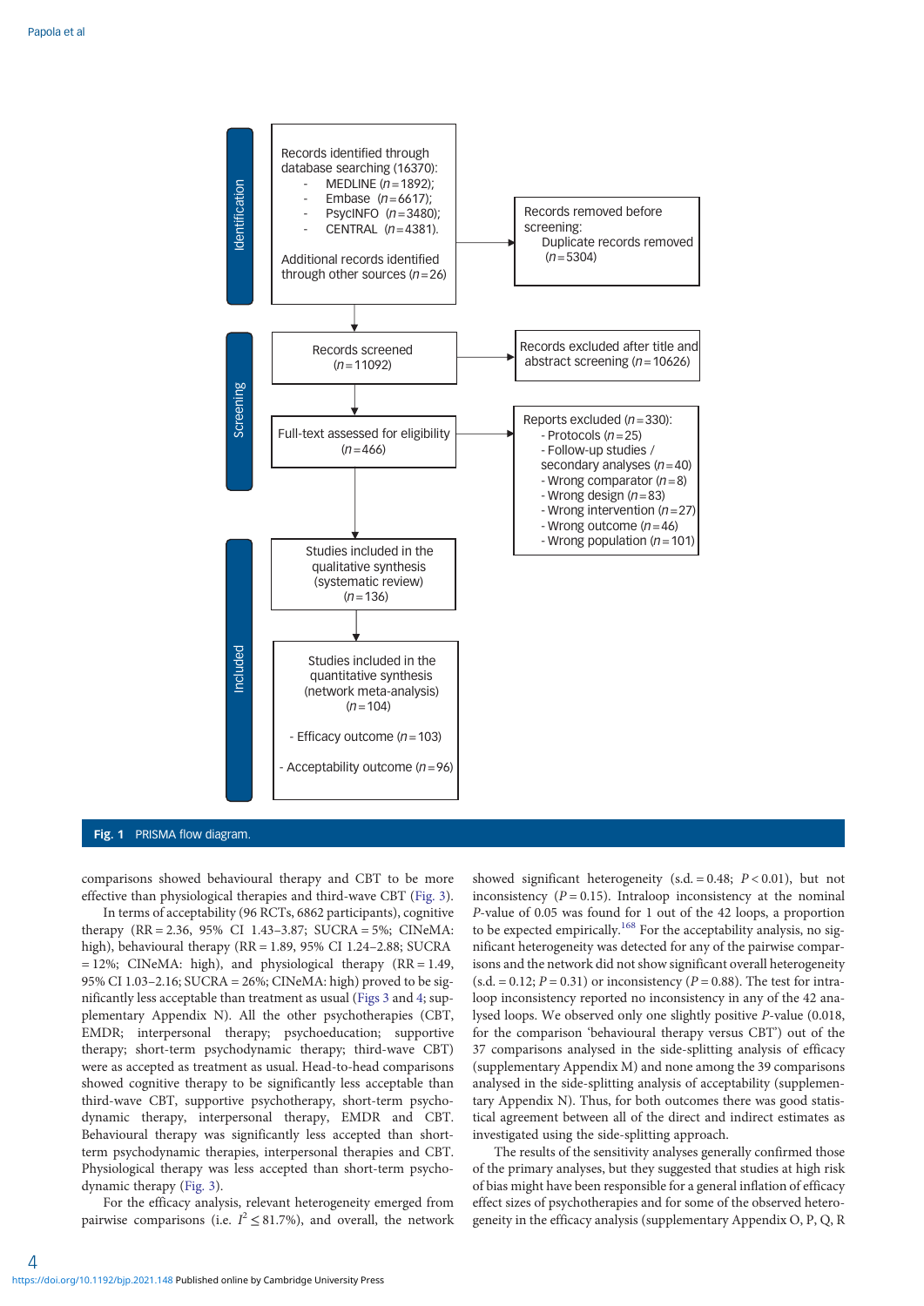Identification

Records identified through database searching (16370):
- MEDLINE ($n$ = 1892);
- Embase ($n$ = 6617);
- PsycINFO ($n$ = 3480);
- CENTRAL ($n$ = 4381).

Additional records identified through other sources ($n$ = 26)

Records removed before screening:
Duplicate records removed ($n$ = 5304)

Screening

Records screened ($n$ = 11092)

Records excluded after title and abstract screening ($n$ = 10626)

Full-text assessed for eligibility ($n$ = 466)

Reports excluded ($n$ = 330):
- Protocols ($n$ = 25)
- Follow-up studies / secondary analyses ($n$ = 40)
- Wrong comparator ($n$ = 8)
- Wrong design ($n$ = 83)
- Wrong intervention ($n$ = 27)
- Wrong outcome ($n$ = 46)
- Wrong population ($n$ = 101)

Included

Studies included in the qualitative synthesis (systematic review) ($n$ = 136)

Studies included in the quantitative synthesis (network meta-analysis) ($n$ = 104)

- Efficacy outcome ($n$ = 103)
- Acceptability outcome ($n$ = 96)

**Fig. 1** PRISMA flow diagram.

comparisons showed behavioural therapy and CBT to be more effective than physiological therapies and third-wave CBT (Fig. 3).

In terms of acceptability (96 RCTs, 6862 participants), cognitive therapy (RR = 2.36, 95% CI 1.43–3.87; SUCRA = 5%; CINeMA: high), behavioural therapy (RR = 1.89, 95% CI 1.24–2.88; SUCRA = 12%; CINeMA: high), and physiological therapy (RR = 1.49, 95% CI 1.03–2.16; SUCRA = 26%; CINeMA: high) proved to be significantly less acceptable than treatment as usual (Figs 3 and 4; supplementary Appendix N). All the other psychotherapies (CBT, EMDR; interpersonal therapy; psychoeducation; supportive therapy; short-term psychodynamic therapy; third-wave CBT) were as accepted as treatment as usual. Head-to-head comparisons showed cognitive therapy to be significantly less acceptable than third-wave CBT, supportive psychotherapy, short-term psychodynamic therapy, interpersonal therapy, EMDR and CBT. Behavioural therapy was significantly less accepted than short-term psychodynamic therapies, interpersonal therapies and CBT. Physiological therapy was less accepted than short-term psychodynamic therapy (Fig. 3).

For the efficacy analysis, relevant heterogeneity emerged from pairwise comparisons (i.e. $I^2 \leq 81.7\%$), and overall, the network showed significant heterogeneity (s.d. = 0.48; $P < 0.01$), but not inconsistency ($P = 0.15$). Intraloop inconsistency at the nominal $P$-value of 0.05 was found for 1 out of the 42 loops, a proportion to be expected empirically.[168] For the acceptability analysis, no significant heterogeneity was detected for any of the pairwise comparisons and the network did not show significant overall heterogeneity (s.d. = 0.12; $P = 0.31$) or inconsistency ($P = 0.88$). The test for intra-loop inconsistency reported no inconsistency in any of the 42 analysed loops. We observed only one slightly positive $P$-value (0.018, for the comparison 'behavioural therapy versus CBT') out of the 37 comparisons analysed in the side-splitting analysis of efficacy (supplementary Appendix M) and none among the 39 comparisons analysed in the side-splitting analysis of acceptability (supplementary Appendix N). Thus, for both outcomes there was good statistical agreement between all of the direct and indirect estimates as investigated using the side-splitting approach.

The results of the sensitivity analyses generally confirmed those of the primary analyses, but they suggested that studies at high risk of bias might have been responsible for a general inflation of efficacy effect sizes of psychotherapies and for some of the observed heterogeneity in the efficacy analysis (supplementary Appendix O, P, Q, R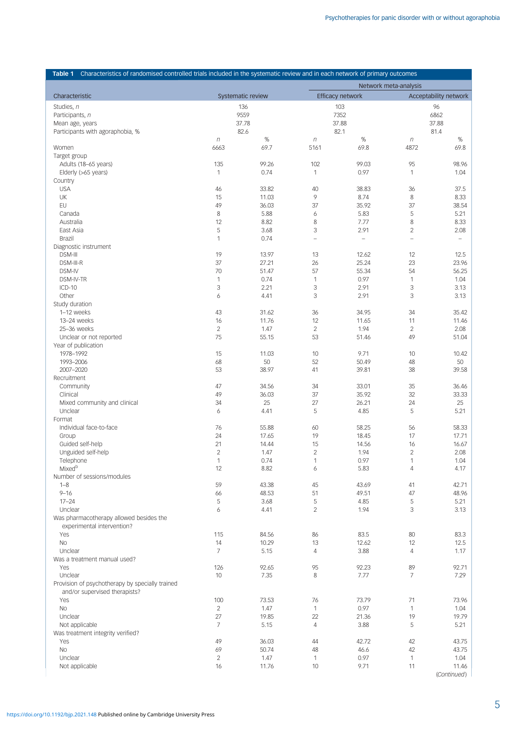**Table 1** Characteristics of randomised controlled trials included in the systematic review and in each network of primary outcomes

| Characteristic | Systematic review | | Network meta-analysis | | | |
|---|---|---|---|---|---|---|
| | | | Efficacy network | | Acceptability network | |
| Studies, *n* | 136 | | 103 | | 96 | |
| Participants, *n* | 9559 | | 7352 | | 6862 | |
| Mean age, years | 37.78 | | 37.88 | | 37.88 | |
| Participants with agoraphobia, % | 82.6 | | 82.1 | | 81.4 | |
| | *n* | % | *n* | % | *n* | % |
| Women | 6663 | 69.7 | 5161 | 69.8 | 4872 | 69.8 |
| Target group | | | | | | |
| Adults (18–65 years) | 135 | 99.26 | 102 | 99.03 | 95 | 98.96 |
| Elderly (>65 years) | 1 | 0.74 | 1 | 0.97 | 1 | 1.04 |
| Country | | | | | | |
| USA | 46 | 33.82 | 40 | 38.83 | 36 | 37.5 |
| UK | 15 | 11.03 | 9 | 8.74 | 8 | 8.33 |
| EU | 49 | 36.03 | 37 | 35.92 | 37 | 38.54 |
| Canada | 8 | 5.88 | 6 | 5.83 | 5 | 5.21 |
| Australia | 12 | 8.82 | 8 | 7.77 | 8 | 8.33 |
| East Asia | 5 | 3.68 | 3 | 2.91 | 2 | 2.08 |
| Brazil | 1 | 0.74 | – | – | – | – |
| Diagnostic instrument | | | | | | |
| DSM-III | 19 | 13.97 | 13 | 12.62 | 12 | 12.5 |
| DSM-III-R | 37 | 27.21 | 26 | 25.24 | 23 | 23.96 |
| DSM-IV | 70 | 51.47 | 57 | 55.34 | 54 | 56.25 |
| DSM-IV-TR | 1 | 0.74 | 1 | 0.97 | 1 | 1.04 |
| ICD-10 | 3 | 2.21 | 3 | 2.91 | 3 | 3.13 |
| Other | 6 | 4.41 | 3 | 2.91 | 3 | 3.13 |
| Study duration | | | | | | |
| 1–12 weeks | 43 | 31.62 | 36 | 34.95 | 34 | 35.42 |
| 13–24 weeks | 16 | 11.76 | 12 | 11.65 | 11 | 11.46 |
| 25–36 weeks | 2 | 1.47 | 2 | 1.94 | 2 | 2.08 |
| Unclear or not reported | 75 | 55.15 | 53 | 51.46 | 49 | 51.04 |
| Year of publication | | | | | | |
| 1978–1992 | 15 | 11.03 | 10 | 9.71 | 10 | 10.42 |
| 1993–2006 | 68 | 50 | 52 | 50.49 | 48 | 50 |
| 2007–2020 | 53 | 38.97 | 41 | 39.81 | 38 | 39.58 |
| Recruitment | | | | | | |
| Community | 47 | 34.56 | 34 | 33.01 | 35 | 36.46 |
| Clinical | 49 | 36.03 | 37 | 35.92 | 32 | 33.33 |
| Mixed community and clinical | 34 | 25 | 27 | 26.21 | 24 | 25 |
| Unclear | 6 | 4.41 | 5 | 4.85 | 5 | 5.21 |
| Format | | | | | | |
| Individual face-to-face | 76 | 55.88 | 60 | 58.25 | 56 | 58.33 |
| Group | 24 | 17.65 | 19 | 18.45 | 17 | 17.71 |
| Guided self-help | 21 | 14.44 | 15 | 14.56 | 16 | 16.67 |
| Unguided self-help | 2 | 1.47 | 2 | 1.94 | 2 | 2.08 |
| Telephone | 1 | 0.74 | 1 | 0.97 | 1 | 1.04 |
| Mixed[b] | 12 | 8.82 | 6 | 5.83 | 4 | 4.17 |
| Number of sessions/modules | | | | | | |
| 1–8 | 59 | 43.38 | 45 | 43.69 | 41 | 42.71 |
| 9–16 | 66 | 48.53 | 51 | 49.51 | 47 | 48.96 |
| 17–24 | 5 | 3.68 | 5 | 4.85 | 5 | 5.21 |
| Unclear | 6 | 4.41 | 2 | 1.94 | 3 | 3.13 |
| Was pharmacotherapy allowed besides the experimental intervention? | | | | | | |
| Yes | 115 | 84.56 | 86 | 83.5 | 80 | 83.3 |
| No | 14 | 10.29 | 13 | 12.62 | 12 | 12.5 |
| Unclear | 7 | 5.15 | 4 | 3.88 | 4 | 1.17 |
| Was a treatment manual used? | | | | | | |
| Yes | 126 | 92.65 | 95 | 92.23 | 89 | 92.71 |
| Unclear | 10 | 7.35 | 8 | 7.77 | 7 | 7.29 |
| Provision of psychotherapy by specially trained and/or supervised therapists? | | | | | | |
| Yes | 100 | 73.53 | 76 | 73.79 | 71 | 73.96 |
| No | 2 | 1.47 | 1 | 0.97 | 1 | 1.04 |
| Unclear | 27 | 19.85 | 22 | 21.36 | 19 | 19.79 |
| Not applicable | 7 | 5.15 | 4 | 3.88 | 5 | 5.21 |
| Was treatment integrity verified? | | | | | | |
| Yes | 49 | 36.03 | 44 | 42.72 | 42 | 43.75 |
| No | 69 | 50.74 | 48 | 46.6 | 42 | 43.75 |
| Unclear | 2 | 1.47 | 1 | 0.97 | 1 | 1.04 |
| Not applicable | 16 | 11.76 | 10 | 9.71 | 11 | 11.46 |

*(Continued)*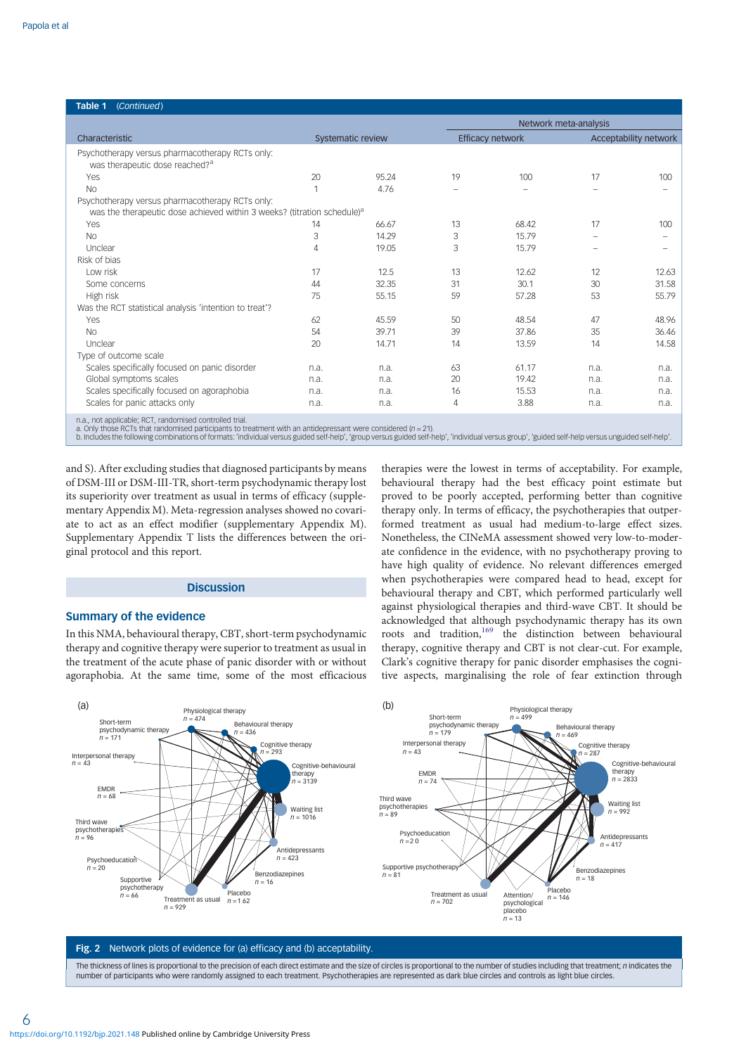**Table 1** (*Continued*)

| Characteristic | Systematic review | | Network meta-analysis | | | |
|---|---|---|---|---|---|---|
| | | | Efficacy network | | Acceptability network | |
| Psychotherapy versus pharmacotherapy RCTs only: was therapeutic dose reached?[a] | | | | | | |
| Yes | 20 | 95.24 | 19 | 100 | 17 | 100 |
| No | 1 | 4.76 | – | – | – | – |
| Psychotherapy versus pharmacotherapy RCTs only: was the therapeutic dose achieved within 3 weeks? (titration schedule)[a] | | | | | | |
| Yes | 14 | 66.67 | 13 | 68.42 | 17 | 100 |
| No | 3 | 14.29 | 3 | 15.79 | – | – |
| Unclear | 4 | 19.05 | 3 | 15.79 | – | – |
| Risk of bias | | | | | | |
| Low risk | 17 | 12.5 | 13 | 12.62 | 12 | 12.63 |
| Some concerns | 44 | 32.35 | 31 | 30.1 | 30 | 31.58 |
| High risk | 75 | 55.15 | 59 | 57.28 | 53 | 55.79 |
| Was the RCT statistical analysis 'intention to treat'? | | | | | | |
| Yes | 62 | 45.59 | 50 | 48.54 | 47 | 48.96 |
| No | 54 | 39.71 | 39 | 37.86 | 35 | 36.46 |
| Unclear | 20 | 14.71 | 14 | 13.59 | 14 | 14.58 |
| Type of outcome scale | | | | | | |
| Scales specifically focused on panic disorder | n.a. | n.a. | 63 | 61.17 | n.a. | n.a. |
| Global symptoms scales | n.a. | n.a. | 20 | 19.42 | n.a. | n.a. |
| Scales specifically focused on agoraphobia | n.a. | n.a. | 16 | 15.53 | n.a. | n.a. |
| Scales for panic attacks only | n.a. | n.a. | 4 | 3.88 | n.a. | n.a. |

n.a., not applicable; RCT, randomised controlled trial.
a. Only those RCTs that randomised participants to treatment with an antidepressant were considered (n = 21).
b. Includes the following combinations of formats: 'individual versus guided self-help', 'group versus guided self-help', 'individual versus group', 'guided self-help versus unguided self-help'.

and S). After excluding studies that diagnosed participants by means of DSM-III or DSM-III-TR, short-term psychodynamic therapy lost its superiority over treatment as usual in terms of efficacy (supplementary Appendix M). Meta-regression analyses showed no covariate to act as an effect modifier (supplementary Appendix M). Supplementary Appendix T lists the differences between the original protocol and this report.

## Discussion

### Summary of the evidence

In this NMA, behavioural therapy, CBT, short-term psychodynamic therapy and cognitive therapy were superior to treatment as usual in the treatment of the acute phase of panic disorder with or without agoraphobia. At the same time, some of the most efficacious therapies were the lowest in terms of acceptability. For example, behavioural therapy had the best efficacy point estimate but proved to be poorly accepted, performing better than cognitive therapy only. In terms of efficacy, the psychotherapies that outperformed treatment as usual had medium-to-large effect sizes. Nonetheless, the CINeMA assessment showed very low-to-moderate confidence in the evidence, with no psychotherapy proving to have high quality of evidence. No relevant differences emerged when psychotherapies were compared head to head, except for behavioural therapy and CBT, which performed particularly well against physiological therapies and third-wave CBT. It should be acknowledged that although psychodynamic therapy has its own roots and tradition,[169] the distinction between behavioural therapy, cognitive therapy and CBT is not clear-cut. For example, Clark's cognitive therapy for panic disorder emphasises the cognitive aspects, marginalising the role of fear extinction through

**Fig. 2** Network plots of evidence for (a) efficacy and (b) acceptability.

The thickness of lines is proportional to the precision of each direct estimate and the size of circles is proportional to the number of studies including that treatment; n indicates the number of participants who were randomly assigned to each treatment. Psychotherapies are represented as dark blue circles and controls as light blue circles.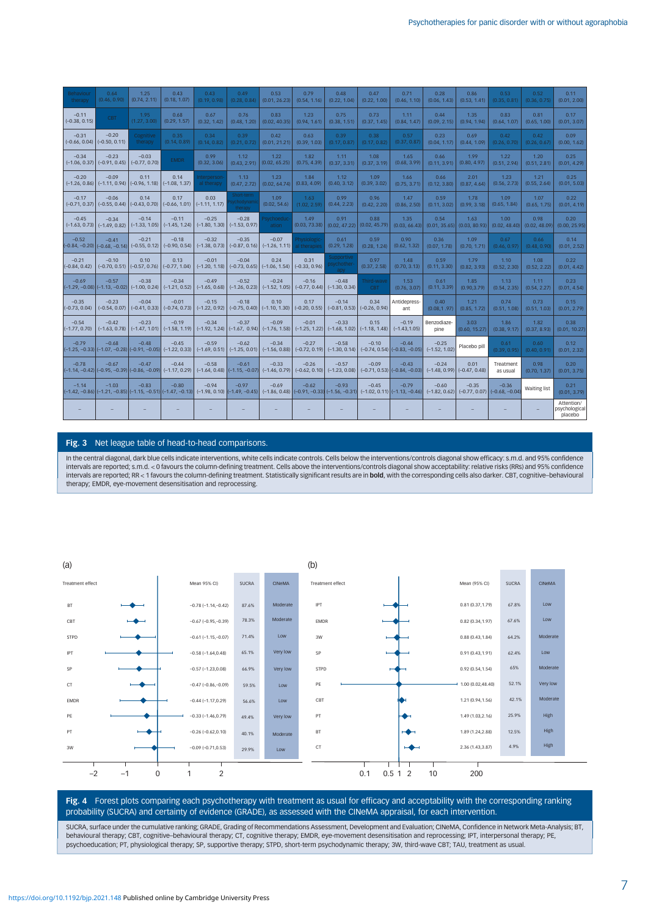| Behaviour therapy | 0.64 (0.46, 0.90) | 1.25 (0.74, 2.11) | 0.43 (0.18, 1.07) | 0.43 (0.19, 0.98) | 0.49 (0.28, 0.84) | 0.53 (0.01, 26.23) | 0.79 (0.54, 1.16) | 0.48 (0.22, 1.04) | 0.47 (0.22, 1.00) | 0.71 (0.46, 1.10) | 0.28 (0.06, 1.43) | 0.86 (0.53, 1.41) | 0.53 (0.35, 0.81) | 0.52 (0.36, 0.75) | 0.11 (0.01, 2.00) |
|---|---|---|---|---|---|---|---|---|---|---|---|---|---|---|---|
| −0.11 (−0.38, 0.15) | CBT | 1.95 (1.27, 3.00) | 0.68 (0.29, 1.57) | 0.67 (0.32, 1.42) | 0.76 (0.48, 1.20) | 0.83 (0.02, 40.35) | 1.23 (0.94, 1.61) | 0.75 (0.38, 1.51) | 0.73 (0.37, 1.45) | 1.11 (0.84, 1.47) | 0.44 (0.09, 2.15) | 1.35 (0.94, 1.94) | 0.83 (0.64, 1.07) | 0.81 (0.65, 1.00) | 0.17 (0.01, 3.07) |
| −0.31 (−0.66, 0.04) | −0.20 (−0.50, 0.11) | Cognitive therapy | 0.35 (0.14, 0.89) | 0.34 (0.14, 0.82) | 0.39 (0.21, 0.72) | 0.42 (0.01, 21.21) | 0.63 (0.39, 1.03) | 0.39 (0.17, 0.87) | 0.38 (0.17, 0.82) | 0.57 (0.37, 0.87) | 0.23 (0.04, 1.17) | 0.69 (0.44, 1.09) | 0.42 (0.26, 0.70) | 0.42 (0.26, 0.67) | 0.09 (0.00, 1.62) |
| −0.34 (−1.06, 0.37) | −0.23 (−0.91, 0.45) | −0.03 (−0.77, 0.70) | EMDR | 0.99 (0.32, 3.06) | 1.12 (0.43, 2.91) | 1.22 (0.02, 65.25) | 1.82 (0.75, 4.39) | 1.11 (0.37, 3.31) | 1.08 (0.37, 3.19) | 1.65 (0.68, 3.99) | 0.66 (0.11, 3.91) | 1.99 (0.80, 4.97) | 1.22 (0.51, 2.94) | 1.20 (0.51, 2.81) | 0.25 (0.01, 4.29) |
| −0.20 (−1.26, 0.86) | −0.09 (−1.11, 0.94) | 0.11 (−0.96, 1.18) | 0.14 (−1.08, 1.37) | Interpersonal therapy | 1.13 (0.47, 2.72) | 1.23 (0.02, 64.74) | 1.84 (0.83, 4.09) | 1.12 (0.40, 3.12) | 1.09 (0.39, 3.02) | 1.66 (0.75, 3.71) | 0.66 (0.12, 3.80) | 2.01 (0.87, 4.64) | 1.23 (0.56, 2.73) | 1.21 (0.55, 2.64) | 0.25 (0.01, 5.03) |
| −0.17 (−0.71, 0.37) | −0.06 (−0.55, 0.44) | 0.14 (−0.43, 0.70) | 0.17 (−0.66, 1.01) | 0.03 (−1.11, 1.17) | Short-term psychodynamic therapy | 1.09 (0.02, 54.6) | 1.63 (1.02, 2.59) | 0.99 (0.44, 2.23) | 0.96 (0.42, 2.20) | 1.47 (0.86, 2.50) | 0.59 (0.11, 3.02) | 1.78 (0.99, 3.18) | 1.09 (0.65, 1.84) | 1.07 (0.65, 1.75) | 0.22 (0.01, 4.19) |
| −0.45 (−1.63, 0.73) | −0.34 (−1.49, 0.82) | −0.14 (−1.33, 1.05) | −0.11 (−1.45, 1.24) | −0.25 (−1.80, 1.30) | −0.28 (−1.53, 0.97) | Psychoeducation | 1.49 (0.03, 73.38) | 0.91 (0.02, 47.22) | 0.88 (0.02, 45.79) | 1.35 (0.03, 66.43) | 0.54 (0.01, 35.65) | 1.63 (0.03, 80.93) | 1.00 (0.02, 48.40) | 0.98 (0.02, 48.09) | 0.20 (0.00, 25.95) |
| −0.52 (−0.84, −0.20) | −0.41 (−0.68, −0.14) | −0.21 (−0.55, 0.12) | −0.18 (−0.90, 0.54) | −0.32 (−1.38, 0.73) | −0.35 (−0.87, 0.16) | −0.07 (−1.26, 1.11) | Physiological therapies | 0.61 (0.29, 1.28) | 0.59 (0.28, 1.24) | 0.90 (0.62, 1.32) | 0.36 (0.07, 1.78) | 1.09 (0.70, 1.71) | 0.67 (0.46, 0.97) | 0.66 (0.48, 0.90) | 0.14 (0.01, 2.52) |
| −0.21 (−0.84, 0.42) | −0.10 (−0.70, 0.51) | 0.10 (−0.57, 0.76) | 0.13 (−0.77, 1.04) | −0.01 (−1.20, 1.18) | −0.04 (−0.73, 0.65) | 0.24 (−1.06, 1.54) | 0.31 (−0.33, 0.96) | Supportive psychotherapy | 0.97 (0.37, 2.58) | 1.48 (0.70, 3.13) | 0.59 (0.11, 3.30) | 1.79 (0.82, 3.93) | 1.10 (0.52, 2.30) | 1.08 (0.52, 2.22) | 0.22 (0.01, 4.42) |
| −0.69 (−1.29, −0.08) | −0.57 (−1.13, −0.02) | −0.38 (−1.00, 0.24) | −0.34 (−1.21, 0.52) | −0.49 (−1.65, 0.68) | −0.52 (−1.26, 0.23) | −0.24 (−1.52, 1.05) | −0.16 (−0.77, 0.44) | −0.48 (−1.30, 0.34) | Third-wave CBT | 1.53 (0.76, 3.07) | 0.61 (0.11, 3.39) | 1.85 (0.90,3.79) | 1.13 (0.54, 2.35) | 1.11 (0.54, 2.27) | 0.23 (0.01, 4.54) |
| −0.35 (−0.73, 0.04) | −0.23 (−0.54, 0.07) | −0.04 (−0.41, 0.33) | −0.01 (−0.74, 0.73) | −0.15 (−1.22, 0.92) | −0.18 (−0.75, 0.40) | 0.10 (−1.10, 1.30) | 0.17 (−0.20, 0.55) | −0.14 (−0.81, 0.53) | 0.34 (−0.26, 0.94) | Antidepressant | 0.40 (0.08, 1.97) | 1.21 (0.85, 1.72) | 0.74 (0.51, 1.08) | 0.73 (0.51, 1.03) | 0.15 (0.01, 2.79) |
| −0.54 (−1.77, 0.70) | −0.42 (−1.63, 0.78) | −0.23 (−1.47, 1.01) | −0.19 (−1.58, 1.19) | −0.34 (−1.92, 1.24) | −0.37 (−1.67, 0.94) | −0.09 (−1.76, 1.58) | −0.01 (−1.25, 1.22) | −0.33 (−1.68, 1.02) | 0.15 (−1.18, 1.48) | −0.19 (−1.43, 1.05) | Benzodiazepine | 3.03 (0.60, 15.27) | 1.86 (0.38, 9.17) | 1.82 (0.37, 8.93) | 0.38 (0.01, 10.27) |
| −0.79 (−1.25, −0.33) | −0.68 (−1.07, −0.28) | −0.48 (−0.91, −0.05) | −0.45 (−1.22, 0.33) | −0.59 (−1.69, 0.51) | −0.62 (−1.25, 0.01) | −0.34 (−1.56, 0.88) | −0.27 (−0.72, 0.19) | −0.58 (−1.30, 0.14) | −0.10 (−0.74, 0.54) | −0.44 (−0.83, −0.05) | −0.25 (−1.52, 1.02) | Placebo pill | 0.61 (0.39, 0.95) | 0.60 (0.40, 0.91) | 0.12 (0.01, 2.32) |
| −0.78 (−1.14, −0.42) | −0.67 (−0.95, −0.39) | −0.47 (−0.86, −0.09) | −0.44 (−1.17, 0.29) | −0.58 (−1.64, 0.48) | −0.61 (−1.15, −0.07) | −0.33 (−1.46, 0.79) | −0.26 (−0.62, 0.10) | −0.57 (−1.23, 0.08) | −0.09 (−0.71, 0.53) | −0.43 (−0.84, −0.03) | −0.24 (−1.48, 0.99) | 0.01 (−0.47, 0.48) | Treatment as usual | 0.98 (0.70, 1.37) | 0.20 (0.01, 3.75) |
| −1.14 (−1.42, −0.86) | −1.03 (−1.21, −0.85) | −0.83 (−1.15, −0.51) | −0.80 (−1.47, −0.13) | −0.94 (−1.98, 0.10) | −0.97 (−1.49, −0.45) | −0.69 (−1.86, 0.48) | −0.62 (−0.91, −0.33) | −0.93 (−1.56, −0.31) | −0.45 (−1.02, 0.11) | −0.79 (−1.13, −0.46) | −0.60 (−1.82, 0.62) | −0.35 (−0.77, 0.07) | −0.36 (−0.68, −0.04) | Waiting list | 0.21 (0.01, 3.79) |
| – | – | – | – | – | – | – | – | – | – | – | – | – | – | – | Attention/ psychological placebo |

**Fig. 3** Net league table of head-to-head comparisons.

In the central diagonal, dark blue cells indicate interventions, white cells indicate controls. Cells below the interventions/controls diagonal show efficacy: s.m.d. and 95% confidence intervals are reported; s.m.d. < 0 favours the column-defining treatment. Cells above the interventions/controls diagonal show acceptability: relative risks (RRs) and 95% confidence intervals are reported; RR < 1 favours the column-defining treatment. Statistically significant results are in **bold**, with the corresponding cells also darker. CBT, cognitive–behavioural therapy; EMDR, eye-movement desensitisation and reprocessing.

(a)

| Treatment effect | Mean 95% CI | SUCRA | CINeMA |
|---|---|---|---|
| BT | −0.78 (−1.14,−0.42) | 87.6% | Moderate |
| CBT | −0.67 (−0.95,−0.39) | 78.3% | Moderate |
| STPD | −0.61 (−1.15,−0.07) | 71.4% | Low |
| IPT | −0.58 (−1.64,0.48) | 65.1% | Very low |
| SP | −0.57 (−1.23,0.08) | 66.9% | Very low |
| CT | −0.47 (−0.86,−0.09) | 59.5% | Low |
| EMDR | −0.44 (−1.17,0.29) | 56.6% | Low |
| PE | −0.33 (−1.46,0.79) | 49.4% | Very low |
| PT | −0.26 (−0.62,0.10) | 40.1% | Moderate |
| 3W | −0.09 (−0.71,0.53) | 29.9% | Low |

(b)

| Treatment effect | Mean (95% CI) | SUCRA | CINeMA |
|---|---|---|---|
| IPT | 0.81 (0.37,1.79) | 67.8% | Low |
| EMDR | 0.82 (0.34,1.97) | 67.6% | Low |
| 3W | 0.88 (0.43,1.84) | 64.2% | Moderate |
| SP | 0.91 (0.43,1.91) | 62.4% | Low |
| STPD | 0.92 (0.54,1.54) | 65% | Moderate |
| PE | 1.00 (0.02,48.40) | 52.1% | Very low |
| CBT | 1.21 (0.94,1.56) | 42.1% | Moderate |
| PT | 1.49 (1.03,2.16) | 25.9% | High |
| BT | 1.89 (1.24,2.88) | 12.5% | High |
| CT | 2.36 (1.43,3.87) | 4.9% | High |

**Fig. 4** Forest plots comparing each psychotherapy with treatment as usual for efficacy and acceptability with the corresponding ranking probability (SUCRA) and certainty of evidence (GRADE), as assessed with the CINeMA appraisal, for each intervention.

SUCRA, surface under the cumulative ranking; GRADE, Grading of Recommendations Assessment, Development and Evaluation; CINeMA, Confidence in Network Meta-Analysis; BT, behavioural therapy; CBT, cognitive–behavioural therapy; CT, cognitive therapy; EMDR, eye-movement desensitisation and reprocessing; IPT, interpersonal therapy; PE, psychoeducation; PT, physiological therapy; SP, supportive therapy; STPD, short-term psychodynamic therapy; 3W, third-wave CBT; TAU, treatment as usual.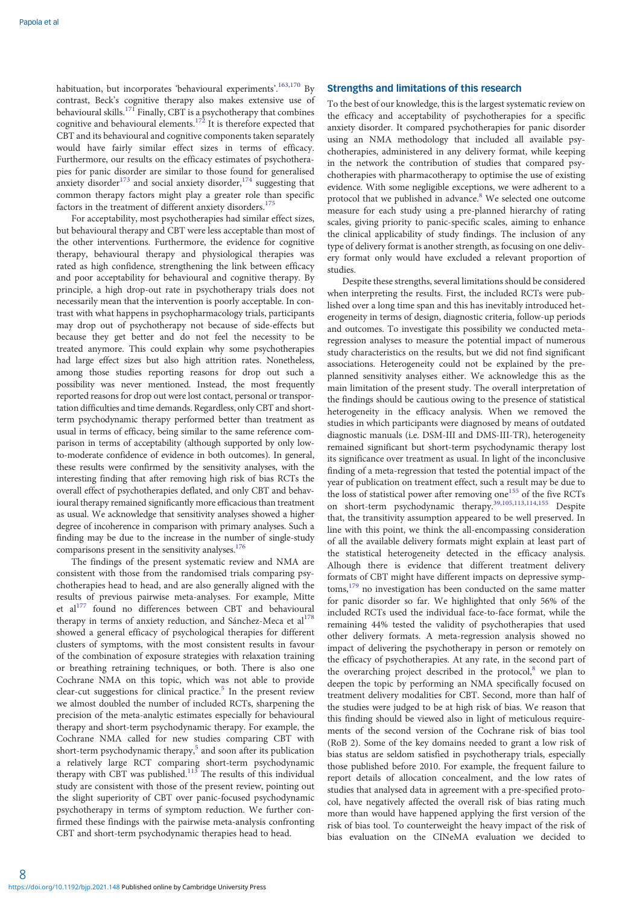habituation, but incorporates 'behavioural experiments'.[163,170] By contrast, Beck's cognitive therapy also makes extensive use of behavioural skills.[171] Finally, CBT is a psychotherapy that combines cognitive and behavioural elements.[172] It is therefore expected that CBT and its behavioural and cognitive components taken separately would have fairly similar effect sizes in terms of efficacy. Furthermore, our results on the efficacy estimates of psychotherapies for panic disorder are similar to those found for generalised anxiety disorder[173] and social anxiety disorder,[174] suggesting that common therapy factors might play a greater role than specific factors in the treatment of different anxiety disorders.[175]

For acceptability, most psychotherapies had similar effect sizes, but behavioural therapy and CBT were less acceptable than most of the other interventions. Furthermore, the evidence for cognitive therapy, behavioural therapy and physiological therapies was rated as high confidence, strengthening the link between efficacy and poor acceptability for behavioural and cognitive therapy. By principle, a high drop-out rate in psychotherapy trials does not necessarily mean that the intervention is poorly acceptable. In contrast with what happens in psychopharmacology trials, participants may drop out of psychotherapy not because of side-effects but because they get better and do not feel the necessity to be treated anymore. This could explain why some psychotherapies had large effect sizes but also high attrition rates. Nonetheless, among those studies reporting reasons for drop out such a possibility was never mentioned. Instead, the most frequently reported reasons for drop out were lost contact, personal or transportation difficulties and time demands. Regardless, only CBT and short-term psychodynamic therapy performed better than treatment as usual in terms of efficacy, being similar to the same reference comparison in terms of acceptability (although supported by only low-to-moderate confidence of evidence in both outcomes). In general, these results were confirmed by the sensitivity analyses, with the interesting finding that after removing high risk of bias RCTs the overall effect of psychotherapies deflated, and only CBT and behavioural therapy remained significantly more efficacious than treatment as usual. We acknowledge that sensitivity analyses showed a higher degree of incoherence in comparison with primary analyses. Such a finding may be due to the increase in the number of single-study comparisons present in the sensitivity analyses.[176]

The findings of the present systematic review and NMA are consistent with those from the randomised trials comparing psychotherapies head to head, and are also generally aligned with the results of previous pairwise meta-analyses. For example, Mitte et al[177] found no differences between CBT and behavioural therapy in terms of anxiety reduction, and Sánchez-Meca et al[178] showed a general efficacy of psychological therapies for different clusters of symptoms, with the most consistent results in favour of the combination of exposure strategies with relaxation training or breathing retraining techniques, or both. There is also one Cochrane NMA on this topic, which was not able to provide clear-cut suggestions for clinical practice.[5] In the present review we almost doubled the number of included RCTs, sharpening the precision of the meta-analytic estimates especially for behavioural therapy and short-term psychodynamic therapy. For example, the Cochrane NMA called for new studies comparing CBT with short-term psychodynamic therapy,[5] and soon after its publication a relatively large RCT comparing short-term psychodynamic therapy with CBT was published.[113] The results of this individual study are consistent with those of the present review, pointing out the slight superiority of CBT over panic-focused psychodynamic psychotherapy in terms of symptom reduction. We further confirmed these findings with the pairwise meta-analysis confronting CBT and short-term psychodynamic therapies head to head.

## Strengths and limitations of this research

To the best of our knowledge, this is the largest systematic review on the efficacy and acceptability of psychotherapies for a specific anxiety disorder. It compared psychotherapies for panic disorder using an NMA methodology that included all available psychotherapies, administered in any delivery format, while keeping in the network the contribution of studies that compared psychotherapies with pharmacotherapy to optimise the use of existing evidence. With some negligible exceptions, we were adherent to a protocol that we published in advance.[8] We selected one outcome measure for each study using a pre-planned hierarchy of rating scales, giving priority to panic-specific scales, aiming to enhance the clinical applicability of study findings. The inclusion of any type of delivery format is another strength, as focusing on one delivery format only would have excluded a relevant proportion of studies.

Despite these strengths, several limitations should be considered when interpreting the results. First, the included RCTs were published over a long time span and this has inevitably introduced heterogeneity in terms of design, diagnostic criteria, follow-up periods and outcomes. To investigate this possibility we conducted meta-regression analyses to measure the potential impact of numerous study characteristics on the results, but we did not find significant associations. Heterogeneity could not be explained by the pre-planned sensitivity analyses either. We acknowledge this as the main limitation of the present study. The overall interpretation of the findings should be cautious owing to the presence of statistical heterogeneity in the efficacy analysis. When we removed the studies in which participants were diagnosed by means of outdated diagnostic manuals (i.e. DSM-III and DMS-III-TR), heterogeneity remained significant but short-term psychodynamic therapy lost its significance over treatment as usual. In light of the inconclusive finding of a meta-regression that tested the potential impact of the year of publication on treatment effect, such a result may be due to the loss of statistical power after removing one[155] of the five RCTs on short-term psychodynamic therapy.[39,105,113,114,155] Despite that, the transitivity assumption appeared to be well preserved. In line with this point, we think the all-encompassing consideration of all the available delivery formats might explain at least part of the statistical heterogeneity detected in the efficacy analysis. Alhough there is evidence that different treatment delivery formats of CBT might have different impacts on depressive symptoms,[179] no investigation has been conducted on the same matter for panic disorder so far. We highlighted that only 56% of the included RCTs used the individual face-to-face format, while the remaining 44% tested the validity of psychotherapies that used other delivery formats. A meta-regression analysis showed no impact of delivering the psychotherapy in person or remotely on the efficacy of psychotherapies. At any rate, in the second part of the overarching project described in the protocol,[8] we plan to deepen the topic by performing an NMA specifically focused on treatment delivery modalities for CBT. Second, more than half of the studies were judged to be at high risk of bias. We reason that this finding should be viewed also in light of meticulous requirements of the second version of the Cochrane risk of bias tool (RoB 2). Some of the key domains needed to grant a low risk of bias status are seldom satisfied in psychotherapy trials, especially those published before 2010. For example, the frequent failure to report details of allocation concealment, and the low rates of studies that analysed data in agreement with a pre-specified protocol, have negatively affected the overall risk of bias rating much more than would have happened applying the first version of the risk of bias tool. To counterweight the heavy impact of the risk of bias evaluation on the CINeMA evaluation we decided to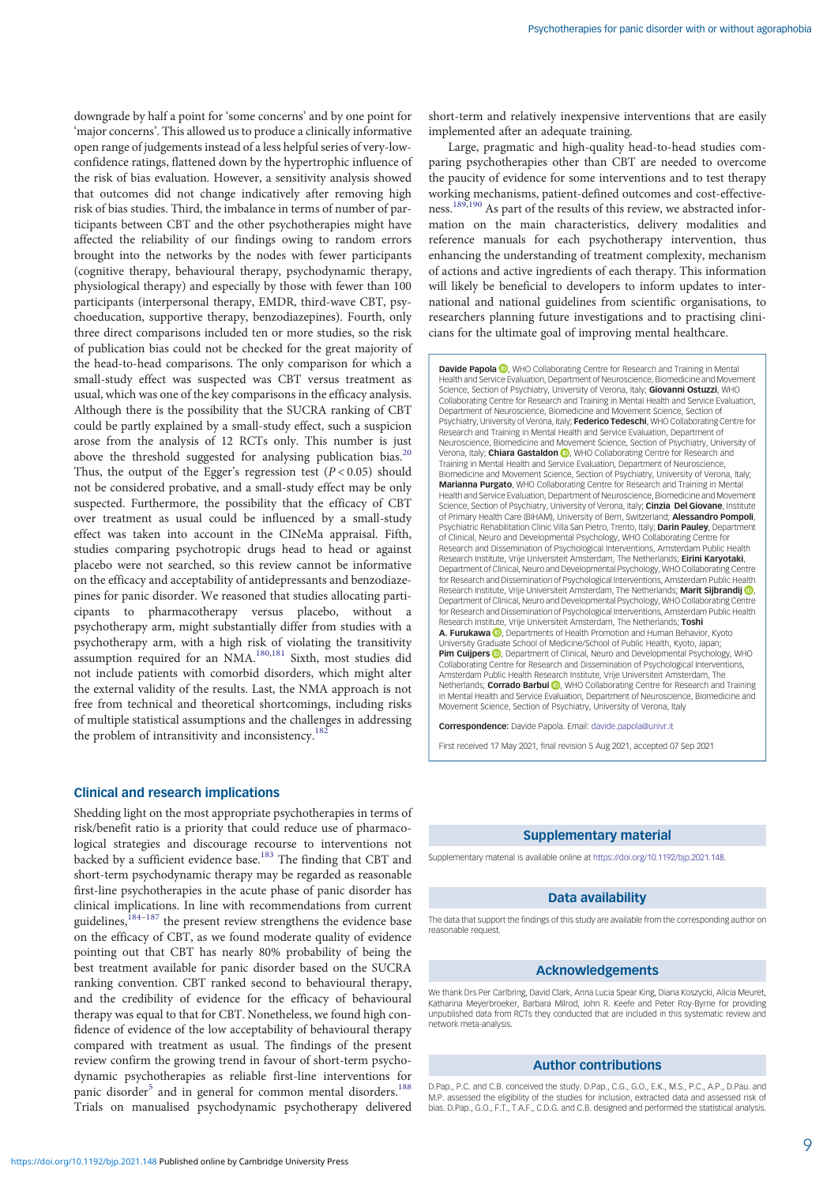downgrade by half a point for 'some concerns' and by one point for 'major concerns'. This allowed us to produce a clinically informative open range of judgements instead of a less helpful series of very-low-confidence ratings, flattened down by the hypertrophic influence of the risk of bias evaluation. However, a sensitivity analysis showed that outcomes did not change indicatively after removing high risk of bias studies. Third, the imbalance in terms of number of participants between CBT and the other psychotherapies might have affected the reliability of our findings owing to random errors brought into the networks by the nodes with fewer participants (cognitive therapy, behavioural therapy, psychodynamic therapy, physiological therapy) and especially by those with fewer than 100 participants (interpersonal therapy, EMDR, third-wave CBT, psychoeducation, supportive therapy, benzodiazepines). Fourth, only three direct comparisons included ten or more studies, so the risk of publication bias could not be checked for the great majority of the head-to-head comparisons. The only comparison for which a small-study effect was suspected was CBT versus treatment as usual, which was one of the key comparisons in the efficacy analysis. Although there is the possibility that the SUCRA ranking of CBT could be partly explained by a small-study effect, such a suspicion arose from the analysis of 12 RCTs only. This number is just above the threshold suggested for analysing publication bias.[20] Thus, the output of the Egger's regression test ($P < 0.05$) should not be considered probative, and a small-study effect may be only suspected. Furthermore, the possibility that the efficacy of CBT over treatment as usual could be influenced by a small-study effect was taken into account in the CINeMa appraisal. Fifth, studies comparing psychotropic drugs head to head or against placebo were not searched, so this review cannot be informative on the efficacy and acceptability of antidepressants and benzodiazepines for panic disorder. We reasoned that studies allocating participants to pharmacotherapy versus placebo, without a psychotherapy arm, might substantially differ from studies with a psychotherapy arm, with a high risk of violating the transitivity assumption required for an NMA.[180,181] Sixth, most studies did not include patients with comorbid disorders, which might alter the external validity of the results. Last, the NMA approach is not free from technical and theoretical shortcomings, including risks of multiple statistical assumptions and the challenges in addressing the problem of intransitivity and inconsistency.[182]

## Clinical and research implications

Shedding light on the most appropriate psychotherapies in terms of risk/benefit ratio is a priority that could reduce use of pharmacological strategies and discourage recourse to interventions not backed by a sufficient evidence base.[183] The finding that CBT and short-term psychodynamic therapy may be regarded as reasonable first-line psychotherapies in the acute phase of panic disorder has clinical implications. In line with recommendations from current guidelines,[184–187] the present review strengthens the evidence base on the efficacy of CBT, as we found moderate quality of evidence pointing out that CBT has nearly 80% probability of being the best treatment available for panic disorder based on the SUCRA ranking convention. CBT ranked second to behavioural therapy, and the credibility of evidence for the efficacy of behavioural therapy was equal to that for CBT. Nonetheless, we found high confidence of evidence of the low acceptability of behavioural therapy compared with treatment as usual. The findings of the present review confirm the growing trend in favour of short-term psychodynamic psychotherapies as reliable first-line interventions for panic disorder[5] and in general for common mental disorders.[188] Trials on manualised psychodynamic psychotherapy delivered short-term and relatively inexpensive interventions that are easily implemented after an adequate training.

Large, pragmatic and high-quality head-to-head studies comparing psychotherapies other than CBT are needed to overcome the paucity of evidence for some interventions and to test therapy working mechanisms, patient-defined outcomes and cost-effectiveness.[189,190] As part of the results of this review, we abstracted information on the main characteristics, delivery modalities and reference manuals for each psychotherapy intervention, thus enhancing the understanding of treatment complexity, mechanism of actions and active ingredients of each therapy. This information will likely be beneficial to developers to inform updates to international and national guidelines from scientific organisations, to researchers planning future investigations and to practising clinicians for the ultimate goal of improving mental healthcare.

**Davide Papola**, WHO Collaborating Centre for Research and Training in Mental Health and Service Evaluation, Department of Neuroscience, Biomedicine and Movement Science, Section of Psychiatry, University of Verona, Italy; **Giovanni Ostuzzi**, WHO Collaborating Centre for Research and Training in Mental Health and Service Evaluation, Department of Neuroscience, Biomedicine and Movement Science, Section of Psychiatry, University of Verona, Italy; **Federico Tedeschi**, WHO Collaborating Centre for Research and Training in Mental Health and Service Evaluation, Department of Neuroscience, Biomedicine and Movement Science, Section of Psychiatry, University of Verona, Italy; **Chiara Gastaldon**, WHO Collaborating Centre for Research and Training in Mental Health and Service Evaluation, Department of Neuroscience, Biomedicine and Movement Science, Section of Psychiatry, University of Verona, Italy; **Marianna Purgato**, WHO Collaborating Centre for Research and Training in Mental Health and Service Evaluation, Department of Neuroscience, Biomedicine and Movement Science, Section of Psychiatry, University of Verona, Italy; **Cinzia Del Giovane**, Institute of Primary Health Care (BIHAM), University of Bern, Switzerland; **Alessandro Pompoli**, Psychiatric Rehabilitation Clinic Villa San Pietro, Trento, Italy; **Darin Pauley**, Department of Clinical, Neuro and Developmental Psychology, WHO Collaborating Centre for Research and Dissemination of Psychological Interventions, Amsterdam Public Health Research Institute, Vrije Universiteit Amsterdam, The Netherlands; **Eirini Karyotaki**, Department of Clinical, Neuro and Developmental Psychology, WHO Collaborating Centre for Research and Dissemination of Psychological Interventions, Amsterdam Public Health Research Institute, Vrije Universiteit Amsterdam, The Netherlands; **Marit Sijbrandij**, Department of Clinical, Neuro and Developmental Psychology, WHO Collaborating Centre for Research and Dissemination of Psychological Interventions, Amsterdam Public Health Research Institute, Vrije Universiteit Amsterdam, The Netherlands; **Toshi A. Furukawa**, Departments of Health Promotion and Human Behavior, Kyoto University Graduate School of Medicine/School of Public Health, Kyoto, Japan; **Pim Cuijpers**, Department of Clinical, Neuro and Developmental Psychology, WHO Collaborating Centre for Research and Dissemination of Psychological Interventions, Amsterdam Public Health Research Institute, Vrije Universiteit Amsterdam, The Netherlands; **Corrado Barbui**, WHO Collaborating Centre for Research and Training in Mental Health and Service Evaluation, Department of Neuroscience, Biomedicine and Movement Science, Section of Psychiatry, University of Verona, Italy

**Correspondence:** Davide Papola. Email: davide.papola@univr.it

First received 17 May 2021, final revision 5 Aug 2021, accepted 07 Sep 2021

## Supplementary material

Supplementary material is available online at https://doi.org/10.1192/bjp.2021.148.

## Data availability

The data that support the findings of this study are available from the corresponding author on reasonable request.

## Acknowledgements

We thank Drs Per Carlbring, David Clark, Anna Lucia Spear King, Diana Koszycki, Alicia Meuret, Katharina Meyerbroeker, Barbara Milrod, John R. Keefe and Peter Roy-Byrne for providing unpublished data from RCTs they conducted that are included in this systematic review and network meta-analysis.

## Author contributions

D.Pap., P.C. and C.B. conceived the study. D.Pap., C.G., G.O., E.K., M.S., P.C., A.P., D.Pau. and M.P. assessed the eligibility of the studies for inclusion, extracted data and assessed risk of bias. D.Pap., G.O., F.T., T.A.F., C.D.G. and C.B. designed and performed the statistical analysis.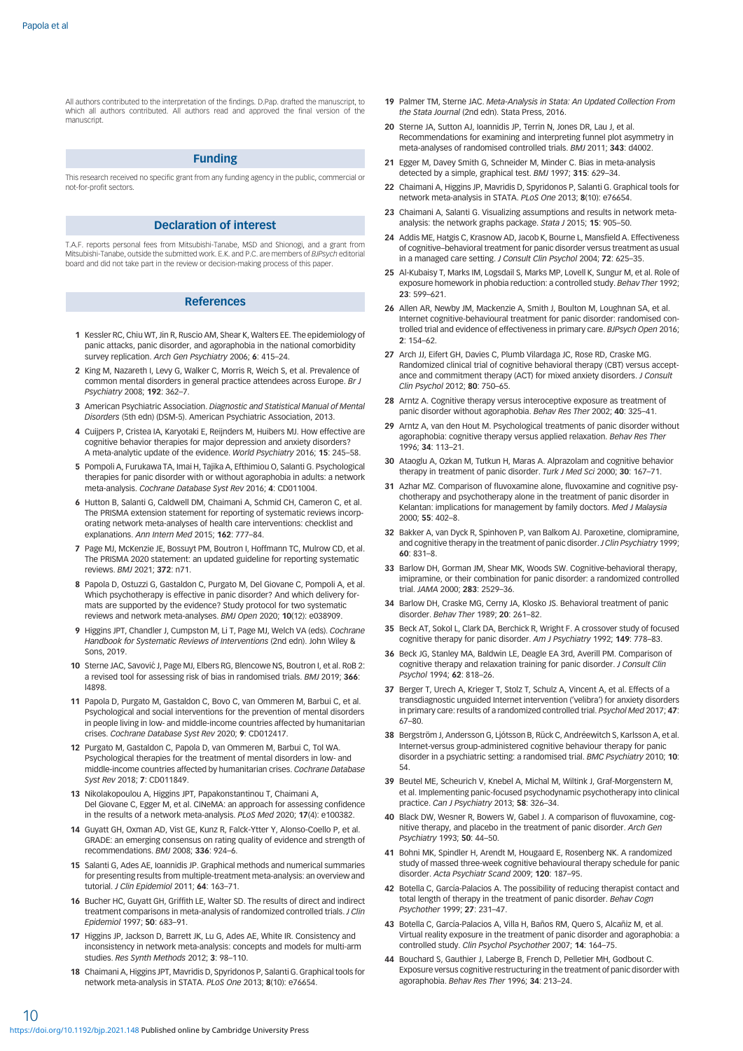All authors contributed to the interpretation of the findings. D.Pap. drafted the manuscript, to which all authors contributed. All authors read and approved the final version of the manuscript.

## Funding

This research received no specific grant from any funding agency in the public, commercial or not-for-profit sectors.

## Declaration of interest

T.A.F. reports personal fees from Mitsubishi-Tanabe, MSD and Shionogi, and a grant from Mitsubishi-Tanabe, outside the submitted work. E.K. and P.C. are members of *BJPsych* editorial board and did not take part in the review or decision-making process of this paper.

## References

1 Kessler RC, Chiu WT, Jin R, Ruscio AM, Shear K, Walters EE. The epidemiology of panic attacks, panic disorder, and agoraphobia in the national comorbidity survey replication. *Arch Gen Psychiatry* 2006; **6**: 415–24.

2 King M, Nazareth I, Levy G, Walker C, Morris R, Weich S, et al. Prevalence of common mental disorders in general practice attendees across Europe. *Br J Psychiatry* 2008; **192**: 362–7.

3 American Psychiatric Association. *Diagnostic and Statistical Manual of Mental Disorders* (5th edn) (DSM-5). American Psychiatric Association, 2013.

4 Cuijpers P, Cristea IA, Karyotaki E, Reijnders M, Huibers MJ. How effective are cognitive behavior therapies for major depression and anxiety disorders? A meta-analytic update of the evidence. *World Psychiatry* 2016; **15**: 245–58.

5 Pompoli A, Furukawa TA, Imai H, Tajika A, Efthimiou O, Salanti G. Psychological therapies for panic disorder with or without agoraphobia in adults: a network meta-analysis. *Cochrane Database Syst Rev* 2016; **4**: CD011004.

6 Hutton B, Salanti G, Caldwell DM, Chaimani A, Schmid CH, Cameron C, et al. The PRISMA extension statement for reporting of systematic reviews incorporating network meta-analyses of health care interventions: checklist and explanations. *Ann Intern Med* 2015; **162**: 777–84.

7 Page MJ, McKenzie JE, Bossuyt PM, Boutron I, Hoffmann TC, Mulrow CD, et al. The PRISMA 2020 statement: an updated guideline for reporting systematic reviews. *BMJ* 2021; **372**: n71.

8 Papola D, Ostuzzi G, Gastaldon C, Purgato M, Del Giovane C, Pompoli A, et al. Which psychotherapy is effective in panic disorder? And which delivery formats are supported by the evidence? Study protocol for two systematic reviews and network meta-analyses. *BMJ Open* 2020; **10**(12): e038909.

9 Higgins JPT, Chandler J, Cumpston M, Li T, Page MJ, Welch VA (eds). *Cochrane Handbook for Systematic Reviews of Interventions* (2nd edn). John Wiley & Sons, 2019.

10 Sterne JAC, Savović J, Page MJ, Elbers RG, Blencowe NS, Boutron I, et al. RoB 2: a revised tool for assessing risk of bias in randomised trials. *BMJ* 2019; **366**: l4898.

11 Papola D, Purgato M, Gastaldon C, Bovo C, van Ommeren M, Barbui C, et al. Psychological and social interventions for the prevention of mental disorders in people living in low- and middle-income countries affected by humanitarian crises. *Cochrane Database Syst Rev* 2020; **9**: CD012417.

12 Purgato M, Gastaldon C, Papola D, van Ommeren M, Barbui C, Tol WA. Psychological therapies for the treatment of mental disorders in low- and middle-income countries affected by humanitarian crises. *Cochrane Database Syst Rev* 2018; **7**: CD011849.

13 Nikolakopoulou A, Higgins JPT, Papakonstantinou T, Chaimani A, Del Giovane C, Egger M, et al. CINeMA: an approach for assessing confidence in the results of a network meta-analysis. *PLoS Med* 2020; **17**(4): e100382.

14 Guyatt GH, Oxman AD, Vist GE, Kunz R, Falck-Ytter Y, Alonso-Coello P, et al. GRADE: an emerging consensus on rating quality of evidence and strength of recommendations. *BMJ* 2008; **336**: 924–6.

15 Salanti G, Ades AE, Ioannidis JP. Graphical methods and numerical summaries for presenting results from multiple-treatment meta-analysis: an overview and tutorial. *J Clin Epidemiol* 2011; **64**: 163–71.

16 Bucher HC, Guyatt GH, Griffith LE, Walter SD. The results of direct and indirect treatment comparisons in meta-analysis of randomized controlled trials. *J Clin Epidemiol* 1997; **50**: 683–91.

17 Higgins JP, Jackson D, Barrett JK, Lu G, Ades AE, White IR. Consistency and inconsistency in network meta-analysis: concepts and models for multi-arm studies. *Res Synth Methods* 2012; **3**: 98–110.

18 Chaimani A, Higgins JPT, Mavridis D, Spyridonos P, Salanti G. Graphical tools for network meta-analysis in STATA. *PLoS One* 2013; **8**(10): e76654.

19 Palmer TM, Sterne JAC. *Meta-Analysis in Stata: An Updated Collection From the Stata Journal* (2nd edn). Stata Press, 2016.

20 Sterne JA, Sutton AJ, Ioannidis JP, Terrin N, Jones DR, Lau J, et al. Recommendations for examining and interpreting funnel plot asymmetry in meta-analyses of randomised controlled trials. *BMJ* 2011; **343**: d4002.

21 Egger M, Davey Smith G, Schneider M, Minder C. Bias in meta-analysis detected by a simple, graphical test. *BMJ* 1997; **315**: 629–34.

22 Chaimani A, Higgins JP, Mavridis D, Spyridonos P, Salanti G. Graphical tools for network meta-analysis in STATA. *PLoS One* 2013; **8**(10): e76654.

23 Chaimani A, Salanti G. Visualizing assumptions and results in network meta-analysis: the network graphs package. *Stata J* 2015; **15**: 905–50.

24 Addis ME, Hatgis C, Krasnow AD, Jacob K, Bourne L, Mansfield A. Effectiveness of cognitive–behavioral treatment for panic disorder versus treatment as usual in a managed care setting. *J Consult Clin Psychol* 2004; **72**: 625–35.

25 Al-Kubaisy T, Marks IM, Logsdail S, Marks MP, Lovell K, Sungur M, et al. Role of exposure homework in phobia reduction: a controlled study. *Behav Ther* 1992; **23**: 599–621.

26 Allen AR, Newby JM, Mackenzie A, Smith J, Boulton M, Loughnan SA, et al. Internet cognitive-behavioural treatment for panic disorder: randomised controlled trial and evidence of effectiveness in primary care. *BJPsych Open* 2016; **2**: 154–62.

27 Arch JJ, Eifert GH, Davies C, Plumb Vilardaga JC, Rose RD, Craske MG. Randomized clinical trial of cognitive behavioral therapy (CBT) versus acceptance and commitment therapy (ACT) for mixed anxiety disorders. *J Consult Clin Psychol* 2012; **80**: 750–65.

28 Arntz A. Cognitive therapy versus interoceptive exposure as treatment of panic disorder without agoraphobia. *Behav Res Ther* 2002; **40**: 325–41.

29 Arntz A, van den Hout M. Psychological treatments of panic disorder without agoraphobia: cognitive therapy versus applied relaxation. *Behav Res Ther* 1996; **34**: 113–21.

30 Ataoglu A, Ozkan M, Tutkun H, Maras A. Alprazolam and cognitive behavior therapy in treatment of panic disorder. *Turk J Med Sci* 2000; **30**: 167–71.

31 Azhar MZ. Comparison of fluvoxamine alone, fluvoxamine and cognitive psychotherapy and psychotherapy alone in the treatment of panic disorder in Kelantan: implications for management by family doctors. *Med J Malaysia* 2000; **55**: 402–8.

32 Bakker A, van Dyck R, Spinhoven P, van Balkom AJ. Paroxetine, clomipramine, and cognitive therapy in the treatment of panic disorder. *J Clin Psychiatry* 1999; **60**: 831–8.

33 Barlow DH, Gorman JM, Shear MK, Woods SW. Cognitive-behavioral therapy, imipramine, or their combination for panic disorder: a randomized controlled trial. *JAMA* 2000; **283**: 2529–36.

34 Barlow DH, Craske MG, Cerny JA, Klosko JS. Behavioral treatment of panic disorder. *Behav Ther* 1989; **20**: 261–82.

35 Beck AT, Sokol L, Clark DA, Berchick R, Wright F. A crossover study of focused cognitive therapy for panic disorder. *Am J Psychiatry* 1992; **149**: 778–83.

36 Beck JG, Stanley MA, Baldwin LE, Deagle EA 3rd, Averill PM. Comparison of cognitive therapy and relaxation training for panic disorder. *J Consult Clin Psychol* 1994; **62**: 818–26.

37 Berger T, Urech A, Krieger T, Stolz T, Schulz A, Vincent A, et al. Effects of a transdiagnostic unguided Internet intervention ('velibra') for anxiety disorders in primary care: results of a randomized controlled trial. *Psychol Med* 2017; **47**: 67–80.

38 Bergström J, Andersson G, Ljótsson B, Rück C, Andréewitch S, Karlsson A, et al. Internet-versus group-administered cognitive behaviour therapy for panic disorder in a psychiatric setting: a randomised trial. *BMC Psychiatry* 2010; **10**: 54.

39 Beutel ME, Scheurich V, Knebel A, Michal M, Wiltink J, Graf-Morgenstern M, et al. Implementing panic-focused psychodynamic psychotherapy into clinical practice. *Can J Psychiatry* 2013; **58**: 326–34.

40 Black DW, Wesner R, Bowers W, Gabel J. A comparison of fluvoxamine, cognitive therapy, and placebo in the treatment of panic disorder. *Arch Gen Psychiatry* 1993; **50**: 44–50.

41 Bohni MK, Spindler H, Arendt M, Hougaard E, Rosenberg NK. A randomized study of massed three-week cognitive behavioural therapy schedule for panic disorder. *Acta Psychiatr Scand* 2009; **120**: 187–95.

42 Botella C, García-Palacios A. The possibility of reducing therapist contact and total length of therapy in the treatment of panic disorder. *Behav Cogn Psychother* 1999; **27**: 231–47.

43 Botella C, García-Palacios A, Villa H, Baños RM, Quero S, Alcañiz M, et al. Virtual reality exposure in the treatment of panic disorder and agoraphobia: a controlled study. *Clin Psychol Psychother* 2007; **14**: 164–75.

44 Bouchard S, Gauthier J, Laberge B, French D, Pelletier MH, Godbout C. Exposure versus cognitive restructuring in the treatment of panic disorder with agoraphobia. *Behav Res Ther* 1996; **34**: 213–24.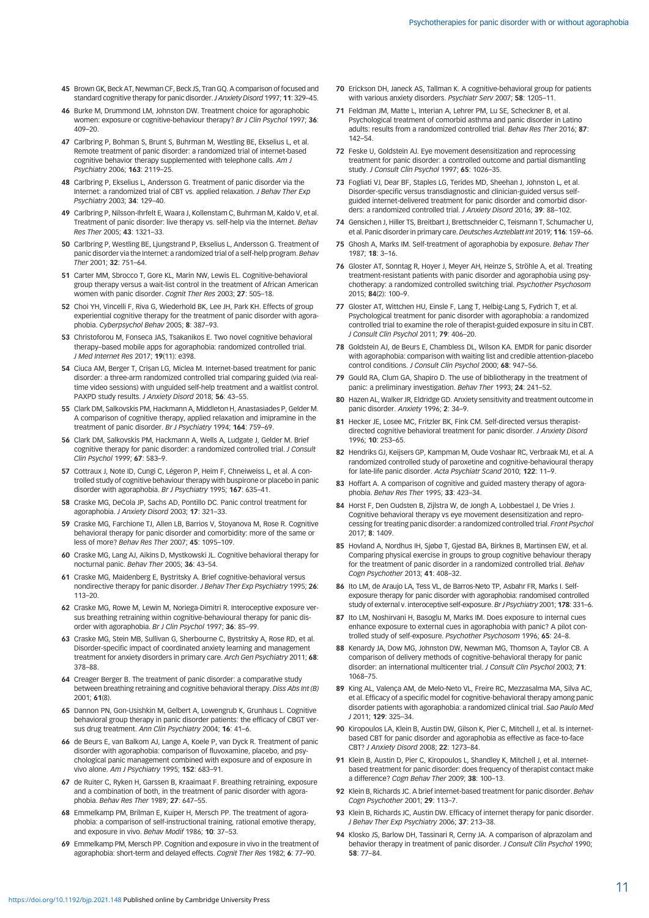45 Brown GK, Beck AT, Newman CF, Beck JS, Tran GQ. A comparison of focused and standard cognitive therapy for panic disorder. *J Anxiety Disord* 1997; **11**: 329–45.

46 Burke M, Drummond LM, Johnston DW. Treatment choice for agoraphobic women: exposure or cognitive-behaviour therapy? *Br J Clin Psychol* 1997; **36**: 409–20.

47 Carlbring P, Bohman S, Brunt S, Buhrman M, Westling BE, Ekselius L, et al. Remote treatment of panic disorder: a randomized trial of internet-based cognitive behavior therapy supplemented with telephone calls. *Am J Psychiatry* 2006; **163**: 2119–25.

48 Carlbring P, Ekselius L, Andersson G. Treatment of panic disorder via the Internet: a randomized trial of CBT vs. applied relaxation. *J Behav Ther Exp Psychiatry* 2003; **34**: 129–40.

49 Carlbring P, Nilsson-Ihrfelt E, Waara J, Kollenstam C, Buhrman M, Kaldo V, et al. Treatment of panic disorder: live therapy vs. self-help via the Internet. *Behav Res Ther* 2005; **43**: 1321–33.

50 Carlbring P, Westling BE, Ljungstrand P, Ekselius L, Andersson G. Treatment of panic disorder via the Internet: a randomized trial of a self-help program. *Behav Ther* 2001; **32**: 751–64.

51 Carter MM, Sbrocco T, Gore KL, Marin NW, Lewis EL. Cognitive-behavioral group therapy versus a wait-list control in the treatment of African American women with panic disorder. *Cognit Ther Res* 2003; **27**: 505–18.

52 Choi YH, Vincelli F, Riva G, Wiederhold BK, Lee JH, Park KH. Effects of group experiential cognitive therapy for the treatment of panic disorder with agoraphobia. *Cyberpsychol Behav* 2005; **8**: 387–93.

53 Christoforou M, Fonseca JAS, Tsakanikos E. Two novel cognitive behavioral therapy–based mobile apps for agoraphobia: randomized controlled trial. *J Med Internet Res* 2017; **19**(11): e398.

54 Ciuca AM, Berger T, Crişan LG, Miclea M. Internet-based treatment for panic disorder: a three-arm randomized controlled trial comparing guided (via real-time video sessions) with unguided self-help treatment and a waitlist control. PAXPD study results. *J Anxiety Disord* 2018; **56**: 43–55.

55 Clark DM, Salkovskis PM, Hackmann A, Middleton H, Anastasiades P, Gelder M. A comparison of cognitive therapy, applied relaxation and imipramine in the treatment of panic disorder. *Br J Psychiatry* 1994; **164**: 759–69.

56 Clark DM, Salkovskis PM, Hackmann A, Wells A, Ludgate J, Gelder M. Brief cognitive therapy for panic disorder: a randomized controlled trial. *J Consult Clin Psychol* 1999; **67**: 583–9.

57 Cottraux J, Note ID, Cungi C, Légeron P, Heim F, Chneiweiss L, et al. A controlled study of cognitive behaviour therapy with buspirone or placebo in panic disorder with agoraphobia. *Br J Psychiatry* 1995; **167**: 635–41.

58 Craske MG, DeCola JP, Sachs AD, Pontillo DC. Panic control treatment for agoraphobia. *J Anxiety Disord* 2003; **17**: 321–33.

59 Craske MG, Farchione TJ, Allen LB, Barrios V, Stoyanova M, Rose R. Cognitive behavioral therapy for panic disorder and comorbidity: more of the same or less of more? *Behav Res Ther* 2007; **45**: 1095–109.

60 Craske MG, Lang AJ, Aikins D, Mystkowski JL. Cognitive behavioral therapy for nocturnal panic. *Behav Ther* 2005; **36**: 43–54.

61 Craske MG, Maidenberg E, Bystritsky A. Brief cognitive-behavioral versus nondirective therapy for panic disorder. *J Behav Ther Exp Psychiatry* 1995; **26**: 113–20.

62 Craske MG, Rowe M, Lewin M, Noriega-Dimitri R. Interoceptive exposure versus breathing retraining within cognitive-behavioural therapy for panic disorder with agoraphobia. *Br J Clin Psychol* 1997; **36**: 85–99.

63 Craske MG, Stein MB, Sullivan G, Sherbourne C, Bystritsky A, Rose RD, et al. Disorder-specific impact of coordinated anxiety learning and management treatment for anxiety disorders in primary care. *Arch Gen Psychiatry* 2011; **68**: 378–88.

64 Creager Berger B. The treatment of panic disorder: a comparative study between breathing retraining and cognitive behavioral therapy. *Diss Abs Int (B)* 2001; **61**(8).

65 Dannon PN, Gon-Usishkin M, Gelbert A, Lowengrub K, Grunhaus L. Cognitive behavioral group therapy in panic disorder patients: the efficacy of CBGT versus drug treatment. *Ann Clin Psychiatry* 2004; **16**: 41–6.

66 de Beurs E, van Balkom AJ, Lange A, Koele P, van Dyck R. Treatment of panic disorder with agoraphobia: comparison of fluvoxamine, placebo, and psychological panic management combined with exposure and of exposure in vivo alone. *Am J Psychiatry* 1995; **152**: 683–91.

67 de Ruiter C, Ryken H, Garssen B, Kraaimaat F. Breathing retraining, exposure and a combination of both, in the treatment of panic disorder with agoraphobia. *Behav Res Ther* 1989; **27**: 647–55.

68 Emmelkamp PM, Brilman E, Kuiper H, Mersch PP. The treatment of agoraphobia: a comparison of self-instructional training, rational emotive therapy, and exposure in vivo. *Behav Modif* 1986; **10**: 37–53.

69 Emmelkamp PM, Mersch PP. Cognition and exposure in vivo in the treatment of agoraphobia: short-term and delayed effects. *Cognit Ther Res* 1982; **6**: 77–90.

70 Erickson DH, Janeck AS, Tallman K. A cognitive-behavioral group for patients with various anxiety disorders. *Psychiatr Serv* 2007; **58**: 1205–11.

71 Feldman JM, Matte L, Interian A, Lehrer PM, Lu SE, Scheckner B, et al. Psychological treatment of comorbid asthma and panic disorder in Latino adults: results from a randomized controlled trial. *Behav Res Ther* 2016; **87**: 142–54.

72 Feske U, Goldstein AJ. Eye movement desensitization and reprocessing treatment for panic disorder: a controlled outcome and partial dismantling study. *J Consult Clin Psychol* 1997; **65**: 1026–35.

73 Fogliati VJ, Dear BF, Staples LG, Terides MD, Sheehan J, Johnston L, et al. Disorder-specific versus transdiagnostic and clinician-guided versus self-guided internet-delivered treatment for panic disorder and comorbid disorders: a randomized controlled trial. *J Anxiety Disord* 2016; **39**: 88–102.

74 Gensichen J, Hiller TS, Breitbart J, Brettschneider C, Teismann T, Schumacher U, et al. Panic disorder in primary care. *Deutsches Arzteblatt Int* 2019; **116**: 159–66.

75 Ghosh A, Marks IM. Self-treatment of agoraphobia by exposure. *Behav Ther* 1987; **18**: 3–16.

76 Gloster AT, Sonntag R, Hoyer J, Meyer AH, Heinze S, Ströhle A, et al. Treating treatment-resistant patients with panic disorder and agoraphobia using psychotherapy: a randomized controlled switching trial. *Psychother Psychosom* 2015; **84**(2): 100–9.

77 Gloster AT, Wittchen HU, Einsle F, Lang T, Helbig-Lang S, Fydrich T, et al. Psychological treatment for panic disorder with agoraphobia: a randomized controlled trial to examine the role of therapist-guided exposure in situ in CBT. *J Consult Clin Psychol* 2011; **79**: 406–20.

78 Goldstein AJ, de Beurs E, Chambless DL, Wilson KA. EMDR for panic disorder with agoraphobia: comparison with waiting list and credible attention-placebo control conditions. *J Consult Clin Psychol* 2000; **68**: 947–56.

79 Gould RA, Clum GA, Shapiro D. The use of bibliotherapy in the treatment of panic: a preliminary investigation. *Behav Ther* 1993; **24**: 241–52.

80 Hazen AL, Walker JR, Eldridge GD. Anxiety sensitivity and treatment outcome in panic disorder. *Anxiety* 1996; **2**: 34–9.

81 Hecker JE, Losee MC, Fritzler BK, Fink CM. Self-directed versus therapist-directed cognitive behavioral treatment for panic disorder. *J Anxiety Disord* 1996; **10**: 253–65.

82 Hendriks GJ, Keijsers GP, Kampman M, Oude Voshaar RC, Verbraak MJ, et al. A randomized controlled study of paroxetine and cognitive-behavioural therapy for late-life panic disorder. *Acta Psychiatr Scand* 2010; **122**: 11–9.

83 Hoffart A. A comparison of cognitive and guided mastery therapy of agoraphobia. *Behav Res Ther* 1995; **33**: 423–34.

84 Horst F, Den Oudsten B, Zijlstra W, de Jongh A, Lobbestael J, De Vries J. Cognitive behavioral therapy vs eye movement desensitization and reprocessing for treating panic disorder: a randomized controlled trial. *Front Psychol* 2017; **8**: 1409.

85 Hovland A, Nordhus IH, Sjøbø T, Gjestad BA, Birknes B, Martinsen EW, et al. Comparing physical exercise in groups to group cognitive behaviour therapy for the treatment of panic disorder in a randomized controlled trial. *Behav Cogn Psychother* 2013; **41**: 408–32.

86 Ito LM, de Araujo LA, Tess VL, de Barros-Neto TP, Asbahr FR, Marks I. Self-exposure therapy for panic disorder with agoraphobia: randomised controlled study of external v. interoceptive self-exposure. *Br J Psychiatry* 2001; **178**: 331–6.

87 Ito LM, Noshirvani H, Basoglu M, Marks IM. Does exposure to internal cues enhance exposure to external cues in agoraphobia with panic? A pilot controlled study of self-exposure. *Psychother Psychosom* 1996; **65**: 24–8.

88 Kenardy JA, Dow MG, Johnston DW, Newman MG, Thomson A, Taylor CB. A comparison of delivery methods of cognitive-behavioral therapy for panic disorder: an international multicenter trial. *J Consult Clin Psychol* 2003; **71**: 1068–75.

89 King AL, Valença AM, de Melo-Neto VL, Freire RC, Mezzasalma MA, Silva AC, et al. Efficacy of a specific model for cognitive-behavioral therapy among panic disorder patients with agoraphobia: a randomized clinical trial. *Sao Paulo Med J* 2011; **129**: 325–34.

90 Kiropoulos LA, Klein B, Austin DW, Gilson K, Pier C, Mitchell J, et al. Is internet-based CBT for panic disorder and agoraphobia as effective as face-to-face CBT? *J Anxiety Disord* 2008; **22**: 1273–84.

91 Klein B, Austin D, Pier C, Kiropoulos L, Shandley K, Mitchell J, et al. Internet-based treatment for panic disorder: does frequency of therapist contact make a difference? *Cogn Behav Ther* 2009; **38**: 100–13.

92 Klein B, Richards JC. A brief internet-based treatment for panic disorder. *Behav Cogn Psychother* 2001; **29**: 113–7.

93 Klein B, Richards JC, Austin DW. Efficacy of internet therapy for panic disorder. *J Behav Ther Exp Psychiatry* 2006; **37**: 213–38.

94 Klosko JS, Barlow DH, Tassinari R, Cerny JA. A comparison of alprazolam and behavior therapy in treatment of panic disorder. *J Consult Clin Psychol* 1990; **58**: 77–84.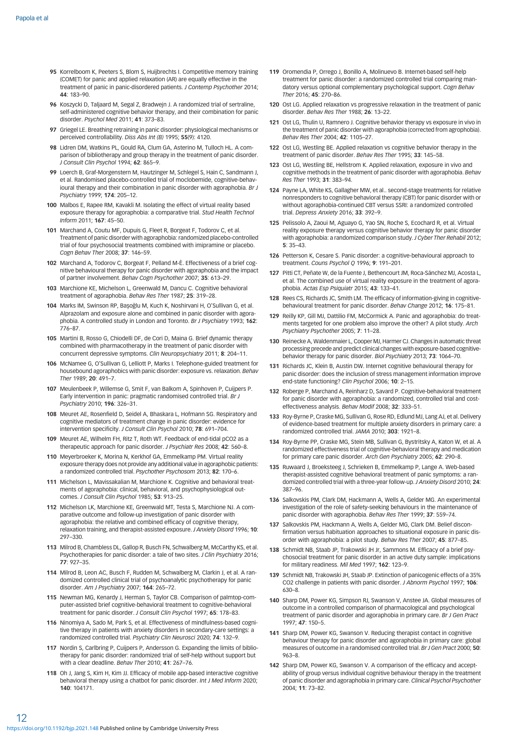95 Korrelboom K, Peeters S, Blom S, Huijbrechts I. Competitive memory training (COMET) for panic and applied relaxation (AR) are equally effective in the treatment of panic in panic-disordered patients. *J Contemp Psychother* 2014; **44**: 183–90.

96 Koszycki D, Taljaard M, Segal Z, Bradwejn J. A randomized trial of sertraline, self-administered cognitive behavior therapy, and their combination for panic disorder. *Psychol Med* 2011; **41**: 373–83.

97 Griegel LE. Breathing retraining in panic disorder: physiological mechanisms or perceived controllability. *Diss Abs Int (B)* 1995; **55**(9): 4120.

98 Lidren DM, Watkins PL, Gould RA, Clum GA, Asterino M, Tulloch HL. A comparison of bibliotherapy and group therapy in the treatment of panic disorder. *J Consult Clin Psychol* 1994; **62**: 865–9.

99 Loerch B, Graf-Morgenstern M, Hautzinger M, Schlegel S, Hain C, Sandmann J, et al. Randomised placebo-controlled trial of moclobemide, cognitive-behavioural therapy and their combination in panic disorder with agoraphobia. *Br J Psychiatry* 1999; **174**: 205–12.

100 Malbos E, Rapee RM, Kavakli M. Isolating the effect of virtual reality based exposure therapy for agoraphobia: a comparative trial. *Stud Health Technol Inform* 2011; **167**: 45–50.

101 Marchand A, Coutu MF, Dupuis G, Fleet R, Borgeat F, Todorov C, et al. Treatment of panic disorder with agoraphobia: randomized placebo-controlled trial of four psychosocial treatments combined with imipramine or placebo. *Cogn Behav Ther* 2008; **37**: 146–59.

102 Marchand A, Todorov C, Borgeat F, Pelland M-È. Effectiveness of a brief cognitive behavioural therapy for panic disorder with agoraphobia and the impact of partner involvement. *Behav Cogn Psychother* 2007; **35**: 613–29.

103 Marchione KE, Michelson L, Greenwald M, Dancu C. Cognitive behavioral treatment of agoraphobia. *Behav Res Ther* 1987; **25**: 319–28.

104 Marks IM, Swinson RP, Başoğlu M, Kuch K, Noshirvani H, O'Sullivan G, et al. Alprazolam and exposure alone and combined in panic disorder with agoraphobia. A controlled study in London and Toronto. *Br J Psychiatry* 1993; **162**: 776–87.

105 Martini B, Rosso G, Chiodelli DF, de Cori D, Maina G. Brief dynamic therapy combined with pharmacotherapy in the treatment of panic disorder with concurrent depressive symptoms. *Clin Neuropsychiatry* 2011; **8**: 204–11.

106 McNamee G, O'Sullivan G, Lelliott P, Marks I. Telephone-guided treatment for housebound agoraphobics with panic disorder: exposure vs. relaxation. *Behav Ther* 1989; **20**: 491–7.

107 Meulenbeek P, Willemse G, Smit F, van Balkom A, Spinhoven P, Cuijpers P. Early intervention in panic: pragmatic randomised controlled trial. *Br J Psychiatry* 2010; **196**: 326–31.

108 Meuret AE, Rosenfield D, Seidel A, Bhaskara L, Hofmann SG. Respiratory and cognitive mediators of treatment change in panic disorder: evidence for intervention specificity. *J Consult Clin Psychol* 2010; **78**: 691–704.

109 Meuret AE, Wilhelm FH, Ritz T, Roth WT. Feedback of end-tidal pCO2 as a therapeutic approach for panic disorder. *J Psychiatr Res* 2008; **42**: 560–8.

110 Meyerbroeker K, Morina N, Kerkhof GA, Emmelkamp PM. Virtual reality exposure therapy does not provide any additional value in agoraphobic patients: a randomized controlled trial. *Psychother Psychosom* 2013; **82**: 170–6.

111 Michelson L, Mavissakalian M, Marchione K. Cognitive and behavioral treatments of agoraphobia: clinical, behavioral, and psychophysiological outcomes. *J Consult Clin Psychol* 1985; **53**: 913–25.

112 Michelson LK, Marchione KE, Greenwald MT, Testa S, Marchione NJ. A comparative outcome and follow-up investigation of panic disorder with agoraphobia: the relative and combined efficacy of cognitive therapy, relaxation training, and therapist-assisted exposure. *J Anxiety Disord* 1996; **10**: 297–330.

113 Milrod B, Chambless DL, Gallop R, Busch FN, Schwalberg M, McCarthy KS, et al. Psychotherapies for panic disorder: a tale of two sites. *J Clin Psychiatry* 2016; **77**: 927–35.

114 Milrod B, Leon AC, Busch F, Rudden M, Schwalberg M, Clarkin J, et al. A randomized controlled clinical trial of psychoanalytic psychotherapy for panic disorder. *Am J Psychiatry* 2007; **164**: 265–72.

115 Newman MG, Kenardy J, Herman S, Taylor CB. Comparison of palmtop-computer-assisted brief cognitive-behavioral treatment to cognitive-behavioral treatment for panic disorder. *J Consult Clin Psychol* 1997; **65**: 178–83.

116 Ninomiya A, Sado M, Park S, et al. Effectiveness of mindfulness-based cognitive therapy in patients with anxiety disorders in secondary-care settings: a randomized controlled trial. *Psychiatry Clin Neurosci* 2020; **74**: 132–9.

117 Nordin S, Carlbring P, Cuijpers P, Andersson G. Expanding the limits of bibliotherapy for panic disorder: randomized trial of self-help without support but with a clear deadline. *Behav Ther* 2010; **41**: 267–76.

118 Oh J, Jang S, Kim H, Kim JJ. Efficacy of mobile app-based interactive cognitive behavioral therapy using a chatbot for panic disorder. *Int J Med Inform* 2020; **140**: 104171.

119 Oromendia P, Orrego J, Bonillo A, Molinuevo B. Internet-based self-help treatment for panic disorder: a randomized controlled trial comparing mandatory versus optional complementary psychological support. *Cogn Behav Ther* 2016; **45**: 270–86.

120 Ost LG. Applied relaxation vs progressive relaxation in the treatment of panic disorder. *Behav Res Ther* 1988; **26**: 13–22.

121 Ost LG, Thulin U, Ramnero J. Cognitive behavior therapy vs exposure in vivo in the treatment of panic disorder with agoraphobia (corrected from agrophobia). *Behav Res Ther* 2004; **42**: 1105–27.

122 Ost LG, Westling BE. Applied relaxation vs cognitive behavior therapy in the treatment of panic disorder. *Behav Res Ther* 1995; **33**: 145–58.

123 Ost LG, Westling BE, Hellstrom K. Applied relaxation, exposure in vivo and cognitive methods in the treatment of panic disorder with agoraphobia. *Behav Res Ther* 1993; **31**: 383–94.

124 Payne LA, White KS, Gallagher MW, et al.. second-stage treatments for relative nonresponders to cognitive behavioral therapy (CBT) for panic disorder with or without agoraphobia-continued CBT versus SSRI: a randomized controlled trial. *Depress Anxiety* 2016; **33**: 392–9.

125 Pelissolo A, Zaoui M, Aguayo G, Yao SN, Roche S, Ecochard R, et al. Virtual reality exposure therapy versus cognitive behavior therapy for panic disorder with agoraphobia: a randomized comparison study. *J Cyber Ther Rehabil* 2012; **5**: 35–43.

126 Petterson K, Cesare S. Panic disorder: a cognitive-behavioural approach to treatment. *Couns Psychol Q* 1996; **9**: 191–201.

127 Pitti CT, Peñate W, de la Fuente J, Bethencourt JM, Roca-Sánchez MJ, Acosta L, et al. The combined use of virtual reality exposure in the treatment of agoraphobia. *Actas Esp Psiquiatr* 2015; **43**: 133–41.

128 Rees CS, Richards JC, Smith LM. The efficacy of information-giving in cognitive-behavioural treatment for panic disorder. *Behav Change* 2012; **16**: 175–81.

129 Reilly KP, Gill MJ, Dattilio FM, McCormick A. Panic and agoraphobia: do treatments targeted for one problem also improve the other? A pilot study. *Arch Psychiatry Psychother* 2005; **7**: 11–28.

130 Reinecke A, Waldenmaier L, Cooper MJ, Harmer CJ. Changes in automatic threat processing precede and predict clinical changes with exposure-based cognitive-behavior therapy for panic disorder. *Biol Psychiatry* 2013; **73**: 1064–70.

131 Richards JC, Klein B, Austin DW. Internet cognitive behavioural therapy for panic disorder: does the inclusion of stress management information improve end-state functioning? *Clin Psychol* 2006; **10**: 2–15.

132 Roberge P, Marchand A, Reinharz D, Savard P. Cognitive-behavioral treatment for panic disorder with agoraphobia: a randomized, controlled trial and cost-effectiveness analysis. *Behav Modif* 2008; **32**: 333–51.

133 Roy-Byrne P, Craske MG, Sullivan G, Rose RD, Edlund MJ, Lang AJ, et al. Delivery of evidence-based treatment for multiple anxiety disorders in primary care: a randomized controlled trial. *JAMA* 2010; **303**: 1921–8.

134 Roy-Byrne PP, Craske MG, Stein MB, Sullivan G, Bystritsky A, Katon W, et al. A randomized effectiveness trial of cognitive-behavioral therapy and medication for primary care panic disorder. *Arch Gen Psychiatry* 2005; **62**: 290–8.

135 Ruwaard J, Broeksteeg J, Schrieken B, Emmelkamp P, Lange A. Web-based therapist-assisted cognitive behavioral treatment of panic symptoms: a randomized controlled trial with a three-year follow-up. *J Anxiety Disord* 2010; **24**: 387–96.

136 Salkovskis PM, Clark DM, Hackmann A, Wells A, Gelder MG. An experimental investigation of the role of safety-seeking behaviours in the maintenance of panic disorder with agoraphobia. *Behav Res Ther* 1999; **37**: 559–74.

137 Salkovskis PM, Hackmann A, Wells A, Gelder MG, Clark DM. Belief disconfirmation versus habituation approaches to situational exposure in panic disorder with agoraphobia: a pilot study. *Behav Res Ther* 2007; **45**: 877–85.

138 Schmidt NB, Staab JP, Trakowski JH Jr, Sammons M. Efficacy of a brief psychosocial treatment for panic disorder in an active duty sample: implications for military readiness. *Mil Med* 1997; **162**: 123–9.

139 Schmidt NB, Trakowski JH, Staab JP. Extinction of panicogenic effects of a 35% CO2 challenge in patients with panic disorder. *J Abnorm Psychol* 1997; **106**: 630–8.

140 Sharp DM, Power KG, Simpson RJ, Swanson V, Anstee JA. Global measures of outcome in a controlled comparison of pharmacological and psychological treatment of panic disorder and agoraphobia in primary care. *Br J Gen Pract* 1997; **47**: 150–5.

141 Sharp DM, Power KG, Swanson V. Reducing therapist contact in cognitive behaviour therapy for panic disorder and agoraphobia in primary care: global measures of outcome in a randomised controlled trial. *Br J Gen Pract* 2000; **50**: 963–8.

142 Sharp DM, Power KG, Swanson V. A comparison of the efficacy and acceptability of group versus individual cognitive behaviour therapy in the treatment of panic disorder and agoraphobia in primary care. *Clinical Psychol Psychother* 2004; **11**: 73–82.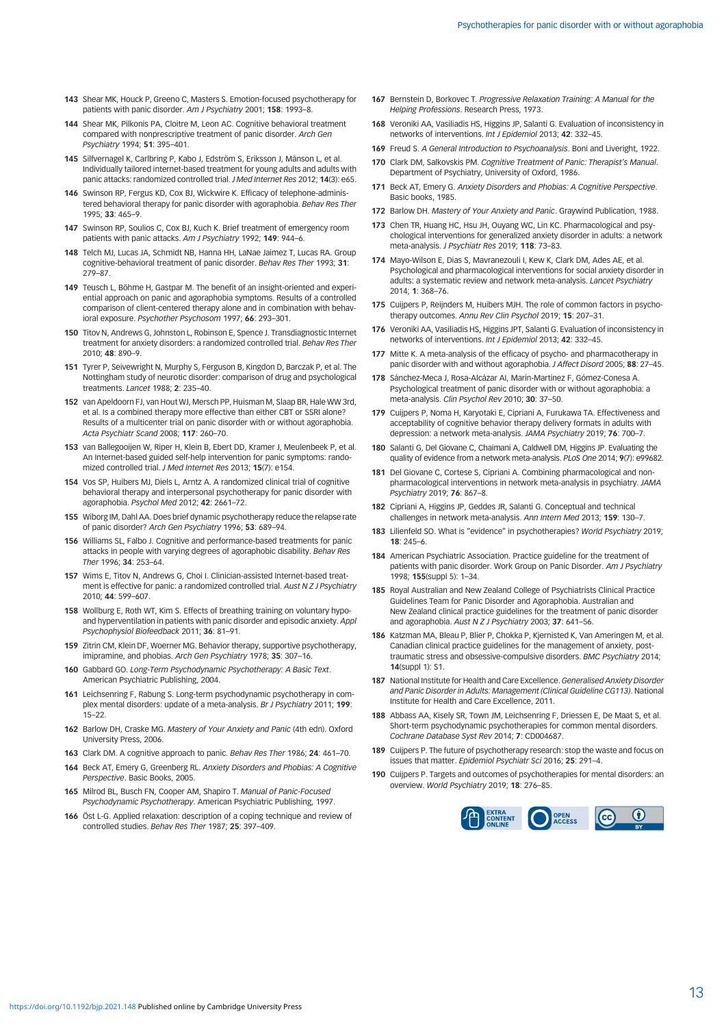143 Shear MK, Houck P, Greeno C, Masters S. Emotion-focused psychotherapy for patients with panic disorder. *Am J Psychiatry* 2001; **158**: 1993–8.

144 Shear MK, Pilkonis PA, Cloitre M, Leon AC. Cognitive behavioral treatment compared with nonprescriptive treatment of panic disorder. *Arch Gen Psychiatry* 1994; **51**: 395–401.

145 Silfvernagel K, Carlbring P, Kabo J, Edström S, Eriksson J, Månson L, et al. Individually tailored internet-based treatment for young adults and adults with panic attacks: randomized controlled trial. *J Med Internet Res* 2012; **14**(3): e65.

146 Swinson RP, Fergus KD, Cox BJ, Wickwire K. Efficacy of telephone-administered behavioral therapy for panic disorder with agoraphobia. *Behav Res Ther* 1995; **33**: 465–9.

147 Swinson RP, Soulios C, Cox BJ, Kuch K. Brief treatment of emergency room patients with panic attacks. *Am J Psychiatry* 1992; **149**: 944–6.

148 Telch MJ, Lucas JA, Schmidt NB, Hanna HH, LaNae Jaimez T, Lucas RA. Group cognitive-behavioral treatment of panic disorder. *Behav Res Ther* 1993; **31**: 279–87.

149 Teusch L, Böhme H, Gastpar M. The benefit of an insight-oriented and experiential approach on panic and agoraphobia symptoms. Results of a controlled comparison of client-centered therapy alone and in combination with behavioral exposure. *Psychother Psychosom* 1997; **66**: 293–301.

150 Titov N, Andrews G, Johnston L, Robinson E, Spence J. Transdiagnostic Internet treatment for anxiety disorders: a randomized controlled trial. *Behav Res Ther* 2010; **48**: 890–9.

151 Tyrer P, Seivewright N, Murphy S, Ferguson B, Kingdon D, Barczak P, et al. The Nottingham study of neurotic disorder: comparison of drug and psychological treatments. *Lancet* 1988; **2**: 235–40.

152 van Apeldoorn FJ, van Hout WJ, Mersch PP, Huisman M, Slaap BR, Hale WW 3rd, et al. Is a combined therapy more effective than either CBT or SSRI alone? Results of a multicenter trial on panic disorder with or without agoraphobia. *Acta Psychiatr Scand* 2008; **117**: 260–70.

153 van Ballegooijen W, Riper H, Klein B, Ebert DD, Kramer J, Meulenbeek P, et al. An Internet-based guided self-help intervention for panic symptoms: randomized controlled trial. *J Med Internet Res* 2013; **15**(7): e154.

154 Vos SP, Huibers MJ, Diels L, Arntz A. A randomized clinical trial of cognitive behavioral therapy and interpersonal psychotherapy for panic disorder with agoraphobia. *Psychol Med* 2012; **42**: 2661–72.

155 Wiborg IM, Dahl AA. Does brief dynamic psychotherapy reduce the relapse rate of panic disorder? *Arch Gen Psychiatry* 1996; **53**: 689–94.

156 Williams SL, Falbo J. Cognitive and performance-based treatments for panic attacks in people with varying degrees of agoraphobic disability. *Behav Res Ther* 1996; **34**: 253–64.

157 Wims E, Titov N, Andrews G, Choi I. Clinician-assisted Internet-based treatment is effective for panic: a randomized controlled trial. *Aust N Z J Psychiatry* 2010; **44**: 599–607.

158 Wollburg E, Roth WT, Kim S. Effects of breathing training on voluntary hypo- and hyperventilation in patients with panic disorder and episodic anxiety. *Appl Psychophysiol Biofeedback* 2011; **36**: 81–91.

159 Zitrin CM, Klein DF, Woerner MG. Behavior therapy, supportive psychotherapy, imipramine, and phobias. *Arch Gen Psychiatry* 1978; **35**: 307–16.

160 Gabbard GO. *Long-Term Psychodynamic Psychotherapy: A Basic Text*. American Psychiatric Publishing, 2004.

161 Leichsenring F, Rabung S. Long-term psychodynamic psychotherapy in complex mental disorders: update of a meta-analysis. *Br J Psychiatry* 2011; **199**: 15–22.

162 Barlow DH, Craske MG. *Mastery of Your Anxiety and Panic* (4th edn). Oxford University Press, 2006.

163 Clark DM. A cognitive approach to panic. *Behav Res Ther* 1986; **24**: 461–70.

164 Beck AT, Emery G, Greenberg RL. *Anxiety Disorders and Phobias: A Cognitive Perspective*. Basic Books, 2005.

165 Milrod BL, Busch FN, Cooper AM, Shapiro T. *Manual of Panic-Focused Psychodynamic Psychotherapy*. American Psychiatric Publishing, 1997.

166 Öst L-G. Applied relaxation: description of a coping technique and review of controlled studies. *Behav Res Ther* 1987; **25**: 397–409.

167 Bernstein D, Borkovec T. *Progressive Relaxation Training: A Manual for the Helping Professions*. Research Press, 1973.

168 Veroniki AA, Vasiliadis HS, Higgins JP, Salanti G. Evaluation of inconsistency in networks of interventions. *Int J Epidemiol* 2013; **42**: 332–45.

169 Freud S. *A General Introduction to Psychoanalysis*. Boni and Liveright, 1922.

170 Clark DM, Salkovskis PM. *Cognitive Treatment of Panic: Therapist's Manual*. Department of Psychiatry, University of Oxford, 1986.

171 Beck AT, Emery G. *Anxiety Disorders and Phobias: A Cognitive Perspective*. Basic books, 1985.

172 Barlow DH. *Mastery of Your Anxiety and Panic*. Graywind Publication, 1988.

173 Chen TR, Huang HC, Hsu JH, Ouyang WC, Lin KC. Pharmacological and psychological interventions for generalized anxiety disorder in adults: a network meta-analysis. *J Psychiatr Res* 2019; **118**: 73–83.

174 Mayo-Wilson E, Dias S, Mavranezouli I, Kew K, Clark DM, Ades AE, et al. Psychological and pharmacological interventions for social anxiety disorder in adults: a systematic review and network meta-analysis. *Lancet Psychiatry* 2014; **1**: 368–76.

175 Cuijpers P, Reijnders M, Huibers MJH. The role of common factors in psychotherapy outcomes. *Annu Rev Clin Psychol* 2019; **15**: 207–31.

176 Veroniki AA, Vasiliadis HS, Higgins JPT, Salanti G. Evaluation of inconsistency in networks of interventions. *Int J Epidemiol* 2013; **42**: 332–45.

177 Mitte K. A meta-analysis of the efficacy of psycho- and pharmacotherapy in panic disorder with and without agoraphobia. *J Affect Disord* 2005; **88**: 27–45.

178 Sánchez-Meca J, Rosa-Alcázar AI, Marín-Martínez F, Gómez-Conesa A. Psychological treatment of panic disorder with or without agoraphobia: a meta-analysis. *Clin Psychol Rev* 2010; **30**: 37–50.

179 Cuijpers P, Noma H, Karyotaki E, Cipriani A, Furukawa TA. Effectiveness and acceptability of cognitive behavior therapy delivery formats in adults with depression: a network meta-analysis. *JAMA Psychiatry* 2019; **76**: 700–7.

180 Salanti G, Del Giovane C, Chaimani A, Caldwell DM, Higgins JP. Evaluating the quality of evidence from a network meta-analysis. *PLoS One* 2014; **9**(7): e99682.

181 Del Giovane C, Cortese S, Cipriani A. Combining pharmacological and non-pharmacological interventions in network meta-analysis in psychiatry. *JAMA Psychiatry* 2019; **76**: 867–8.

182 Cipriani A, Higgins JP, Geddes JR, Salanti G. Conceptual and technical challenges in network meta-analysis. *Ann Intern Med* 2013; **159**: 130–7.

183 Lilienfeld SO. What is "evidence" in psychotherapies? *World Psychiatry* 2019; **18**: 245–6.

184 American Psychiatric Association. Practice guideline for the treatment of patients with panic disorder. Work Group on Panic Disorder. *Am J Psychiatry* 1998; **155**(suppl 5): 1–34.

185 Royal Australian and New Zealand College of Psychiatrists Clinical Practice Guidelines Team for Panic Disorder and Agoraphobia. Australian and New Zealand clinical practice guidelines for the treatment of panic disorder and agoraphobia. *Aust N Z J Psychiatry* 2003; **37**: 641–56.

186 Katzman MA, Bleau P, Blier P, Chokka P, Kjernisted K, Van Ameringen M, et al. Canadian clinical practice guidelines for the management of anxiety, posttraumatic stress and obsessive-compulsive disorders. *BMC Psychiatry* 2014; **14**(suppl 1): S1.

187 National Institute for Health and Care Excellence. *Generalised Anxiety Disorder and Panic Disorder in Adults: Management (Clinical Guideline CG113)*. National Institute for Health and Care Excellence, 2011.

188 Abbass AA, Kisely SR, Town JM, Leichsenring F, Driessen E, De Maat S, et al. Short-term psychodynamic psychotherapies for common mental disorders. *Cochrane Database Syst Rev* 2014; **7**: CD004687.

189 Cuijpers P. The future of psychotherapy research: stop the waste and focus on issues that matter. *Epidemiol Psychiatr Sci* 2016; **25**: 291–4.

190 Cuijpers P. Targets and outcomes of psychotherapies for mental disorders: an overview. *World Psychiatry* 2019; **18**: 276–85.